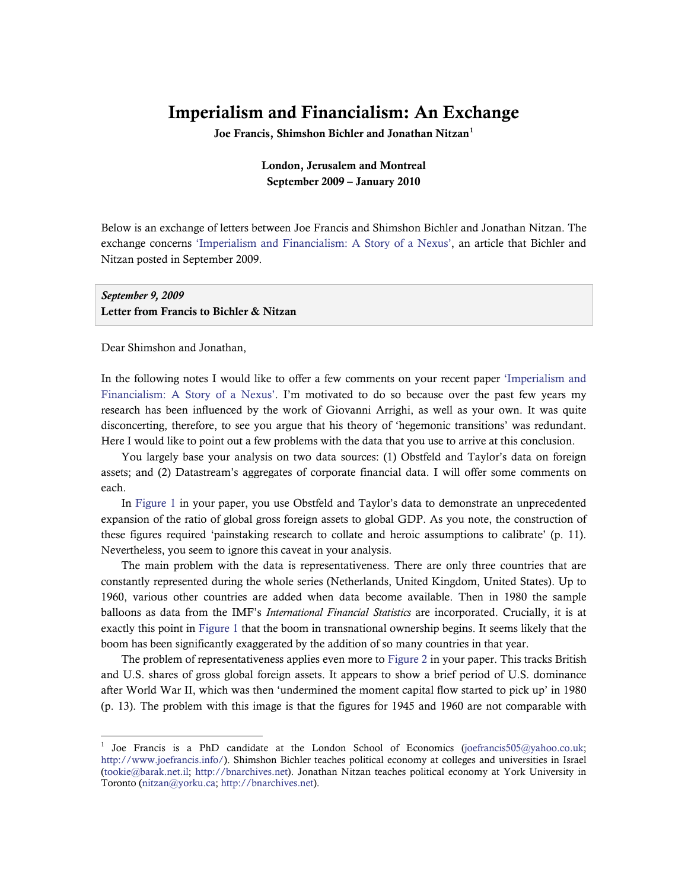# Imperialism and Financialism: An Exchange

**Joe Francis, Shimshon Bichler and Jonathan Nitzan**[1]

**London, Jerusalem and Montreal**
**September 2009 – January 2010**

Below is an exchange of letters between Joe Francis and Shimshon Bichler and Jonathan Nitzan. The exchange concerns 'Imperialism and Financialism: A Story of a Nexus', an article that Bichler and Nitzan posted in September 2009.

*September 9, 2009*
**Letter from Francis to Bichler & Nitzan**

Dear Shimshon and Jonathan,

In the following notes I would like to offer a few comments on your recent paper 'Imperialism and Financialism: A Story of a Nexus'. I'm motivated to do so because over the past few years my research has been influenced by the work of Giovanni Arrighi, as well as your own. It was quite disconcerting, therefore, to see you argue that his theory of 'hegemonic transitions' was redundant. Here I would like to point out a few problems with the data that you use to arrive at this conclusion.

You largely base your analysis on two data sources: (1) Obstfeld and Taylor's data on foreign assets; and (2) Datastream's aggregates of corporate financial data. I will offer some comments on each.

In Figure 1 in your paper, you use Obstfeld and Taylor's data to demonstrate an unprecedented expansion of the ratio of global gross foreign assets to global GDP. As you note, the construction of these figures required 'painstaking research to collate and heroic assumptions to calibrate' (p. 11). Nevertheless, you seem to ignore this caveat in your analysis.

The main problem with the data is representativeness. There are only three countries that are constantly represented during the whole series (Netherlands, United Kingdom, United States). Up to 1960, various other countries are added when data become available. Then in 1980 the sample balloons as data from the IMF's *International Financial Statistics* are incorporated. Crucially, it is at exactly this point in Figure 1 that the boom in transnational ownership begins. It seems likely that the boom has been significantly exaggerated by the addition of so many countries in that year.

The problem of representativeness applies even more to Figure 2 in your paper. This tracks British and U.S. shares of gross global foreign assets. It appears to show a brief period of U.S. dominance after World War II, which was then 'undermined the moment capital flow started to pick up' in 1980 (p. 13). The problem with this image is that the figures for 1945 and 1960 are not comparable with

---

[1] Joe Francis is a PhD candidate at the London School of Economics (joefrancis505@yahoo.co.uk; http://www.joefrancis.info/). Shimshon Bichler teaches political economy at colleges and universities in Israel (tookie@barak.net.il; http://bnarchives.net). Jonathan Nitzan teaches political economy at York University in Toronto (nitzan@yorku.ca; http://bnarchives.net).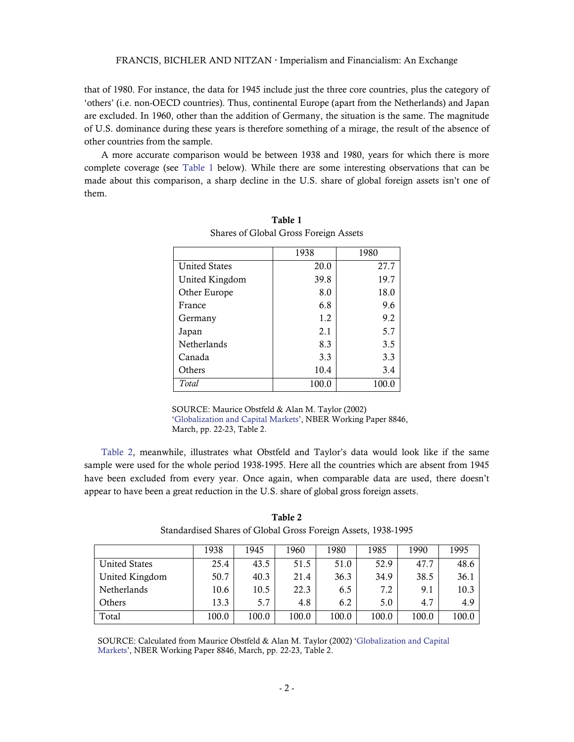that of 1980. For instance, the data for 1945 include just the three core countries, plus the category of 'others' (i.e. non-OECD countries). Thus, continental Europe (apart from the Netherlands) and Japan are excluded. In 1960, other than the addition of Germany, the situation is the same. The magnitude of U.S. dominance during these years is therefore something of a mirage, the result of the absence of other countries from the sample.

A more accurate comparison would be between 1938 and 1980, years for which there is more complete coverage (see Table 1 below). While there are some interesting observations that can be made about this comparison, a sharp decline in the U.S. share of global foreign assets isn't one of them.

**Table 1**

Shares of Global Gross Foreign Assets

| | 1938 | 1980 |
|---|---|---|
| United States | 20.0 | 27.7 |
| United Kingdom | 39.8 | 19.7 |
| Other Europe | 8.0 | 18.0 |
| France | 6.8 | 9.6 |
| Germany | 1.2 | 9.2 |
| Japan | 2.1 | 5.7 |
| Netherlands | 8.3 | 3.5 |
| Canada | 3.3 | 3.3 |
| Others | 10.4 | 3.4 |
| *Total* | 100.0 | 100.0 |

SOURCE: Maurice Obstfeld & Alan M. Taylor (2002) 'Globalization and Capital Markets', NBER Working Paper 8846, March, pp. 22-23, Table 2.

Table 2, meanwhile, illustrates what Obstfeld and Taylor's data would look like if the same sample were used for the whole period 1938-1995. Here all the countries which are absent from 1945 have been excluded from every year. Once again, when comparable data are used, there doesn't appear to have been a great reduction in the U.S. share of global gross foreign assets.

**Table 2**

Standardised Shares of Global Gross Foreign Assets, 1938-1995

| | 1938 | 1945 | 1960 | 1980 | 1985 | 1990 | 1995 |
|---|---|---|---|---|---|---|---|
| United States | 25.4 | 43.5 | 51.5 | 51.0 | 52.9 | 47.7 | 48.6 |
| United Kingdom | 50.7 | 40.3 | 21.4 | 36.3 | 34.9 | 38.5 | 36.1 |
| Netherlands | 10.6 | 10.5 | 22.3 | 6.5 | 7.2 | 9.1 | 10.3 |
| Others | 13.3 | 5.7 | 4.8 | 6.2 | 5.0 | 4.7 | 4.9 |
| Total | 100.0 | 100.0 | 100.0 | 100.0 | 100.0 | 100.0 | 100.0 |

SOURCE: Calculated from Maurice Obstfeld & Alan M. Taylor (2002) 'Globalization and Capital Markets', NBER Working Paper 8846, March, pp. 22-23, Table 2.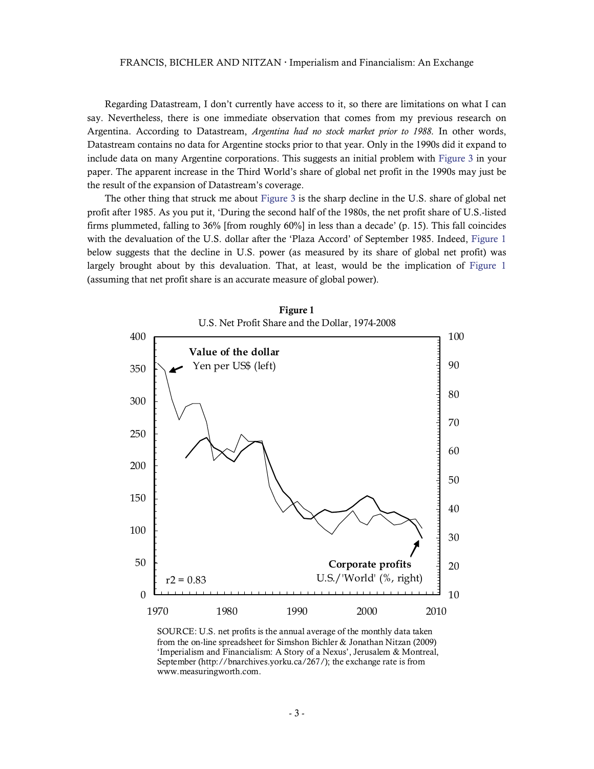Regarding Datastream, I don't currently have access to it, so there are limitations on what I can say. Nevertheless, there is one immediate observation that comes from my previous research on Argentina. According to Datastream, *Argentina had no stock market prior to 1988*. In other words, Datastream contains no data for Argentine stocks prior to that year. Only in the 1990s did it expand to include data on many Argentine corporations. This suggests an initial problem with Figure 3 in your paper. The apparent increase in the Third World's share of global net profit in the 1990s may just be the result of the expansion of Datastream's coverage.

The other thing that struck me about Figure 3 is the sharp decline in the U.S. share of global net profit after 1985. As you put it, 'During the second half of the 1980s, the net profit share of U.S.-listed firms plummeted, falling to 36% [from roughly 60%] in less than a decade' (p. 15). This fall coincides with the devaluation of the U.S. dollar after the 'Plaza Accord' of September 1985. Indeed, Figure 1 below suggests that the decline in U.S. power (as measured by its share of global net profit) was largely brought about by this devaluation. That, at least, would be the implication of Figure 1 (assuming that net profit share is an accurate measure of global power).

**Figure 1**
U.S. Net Profit Share and the Dollar, 1974-2008

SOURCE: U.S. net profits is the annual average of the monthly data taken from the on-line spreadsheet for Simshon Bichler & Jonathan Nitzan (2009) 'Imperialism and Financialism: A Story of a Nexus', Jerusalem & Montreal, September (http://bnarchives.yorku.ca/267/); the exchange rate is from www.measuringworth.com.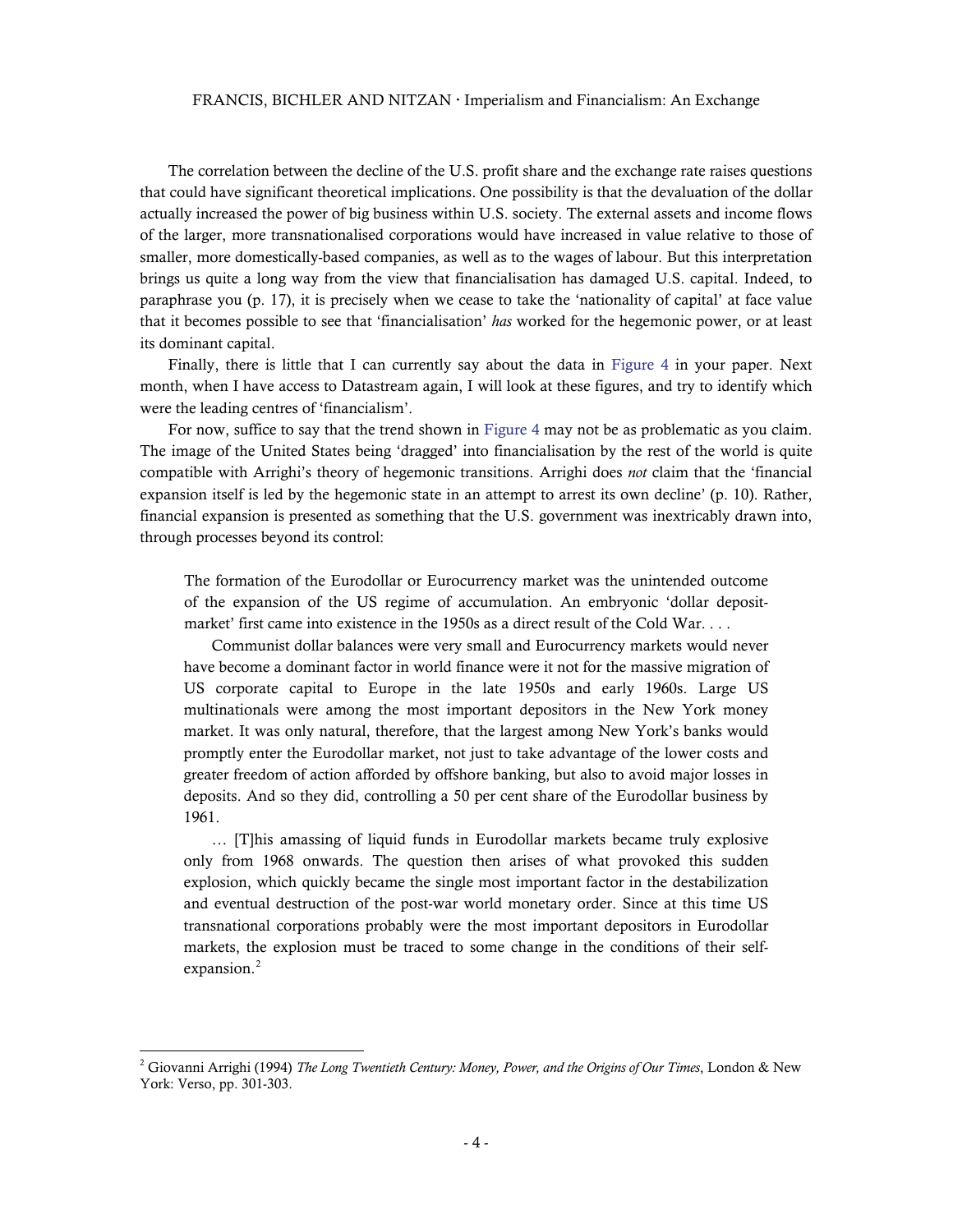The correlation between the decline of the U.S. profit share and the exchange rate raises questions that could have significant theoretical implications. One possibility is that the devaluation of the dollar actually increased the power of big business within U.S. society. The external assets and income flows of the larger, more transnationalised corporations would have increased in value relative to those of smaller, more domestically-based companies, as well as to the wages of labour. But this interpretation brings us quite a long way from the view that financialisation has damaged U.S. capital. Indeed, to paraphrase you (p. 17), it is precisely when we cease to take the 'nationality of capital' at face value that it becomes possible to see that 'financialisation' *has* worked for the hegemonic power, or at least its dominant capital.

Finally, there is little that I can currently say about the data in Figure 4 in your paper. Next month, when I have access to Datastream again, I will look at these figures, and try to identify which were the leading centres of 'financialism'.

For now, suffice to say that the trend shown in Figure 4 may not be as problematic as you claim. The image of the United States being 'dragged' into financialisation by the rest of the world is quite compatible with Arrighi's theory of hegemonic transitions. Arrighi does *not* claim that the 'financial expansion itself is led by the hegemonic state in an attempt to arrest its own decline' (p. 10). Rather, financial expansion is presented as something that the U.S. government was inextricably drawn into, through processes beyond its control:

> The formation of the Eurodollar or Eurocurrency market was the unintended outcome of the expansion of the US regime of accumulation. An embryonic 'dollar deposit-market' first came into existence in the 1950s as a direct result of the Cold War. . . .
>
> Communist dollar balances were very small and Eurocurrency markets would never have become a dominant factor in world finance were it not for the massive migration of US corporate capital to Europe in the late 1950s and early 1960s. Large US multinationals were among the most important depositors in the New York money market. It was only natural, therefore, that the largest among New York's banks would promptly enter the Eurodollar market, not just to take advantage of the lower costs and greater freedom of action afforded by offshore banking, but also to avoid major losses in deposits. And so they did, controlling a 50 per cent share of the Eurodollar business by 1961.
>
> … [T]his amassing of liquid funds in Eurodollar markets became truly explosive only from 1968 onwards. The question then arises of what provoked this sudden explosion, which quickly became the single most important factor in the destabilization and eventual destruction of the post-war world monetary order. Since at this time US transnational corporations probably were the most important depositors in Eurodollar markets, the explosion must be traced to some change in the conditions of their self-expansion.[2]

[2] Giovanni Arrighi (1994) *The Long Twentieth Century: Money, Power, and the Origins of Our Times*, London & New York: Verso, pp. 301-303.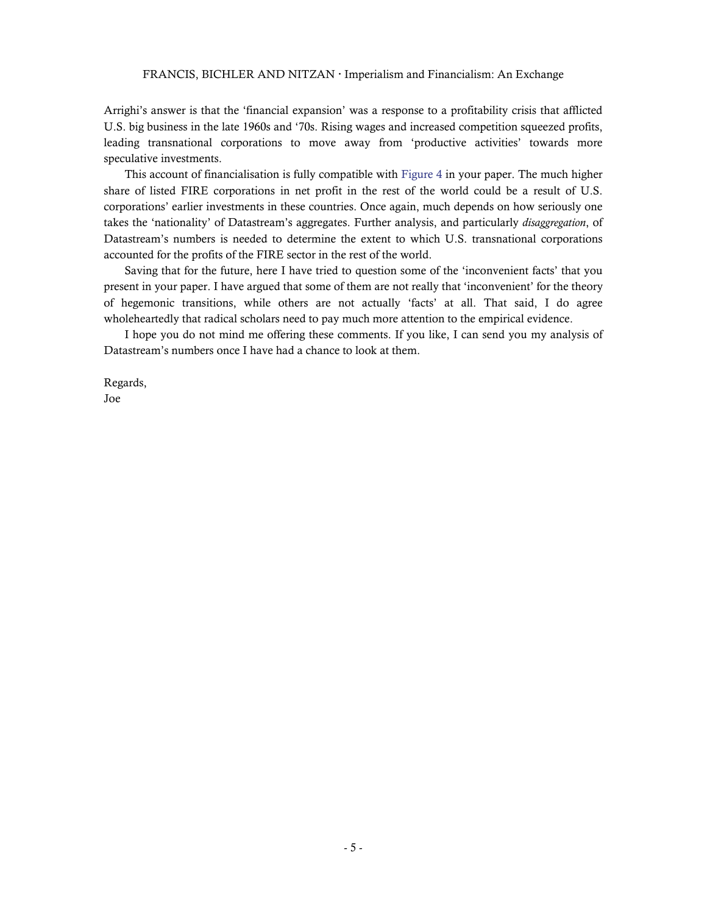Arrighi's answer is that the 'financial expansion' was a response to a profitability crisis that afflicted U.S. big business in the late 1960s and '70s. Rising wages and increased competition squeezed profits, leading transnational corporations to move away from 'productive activities' towards more speculative investments.

This account of financialisation is fully compatible with Figure 4 in your paper. The much higher share of listed FIRE corporations in net profit in the rest of the world could be a result of U.S. corporations' earlier investments in these countries. Once again, much depends on how seriously one takes the 'nationality' of Datastream's aggregates. Further analysis, and particularly *disaggregation*, of Datastream's numbers is needed to determine the extent to which U.S. transnational corporations accounted for the profits of the FIRE sector in the rest of the world.

Saving that for the future, here I have tried to question some of the 'inconvenient facts' that you present in your paper. I have argued that some of them are not really that 'inconvenient' for the theory of hegemonic transitions, while others are not actually 'facts' at all. That said, I do agree wholeheartedly that radical scholars need to pay much more attention to the empirical evidence.

I hope you do not mind me offering these comments. If you like, I can send you my analysis of Datastream's numbers once I have had a chance to look at them.

Regards,
Joe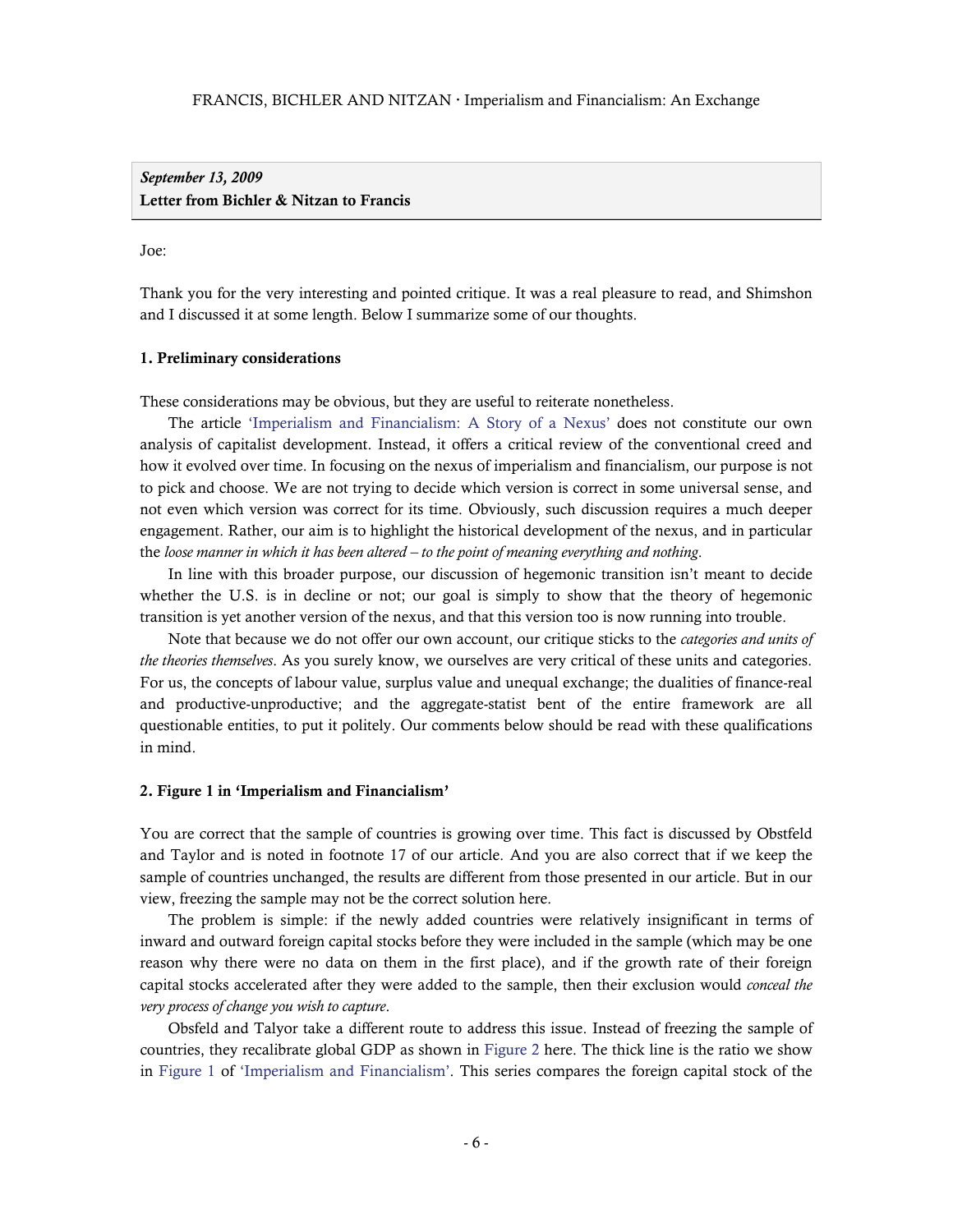**September 13, 2009**
**Letter from Bichler & Nitzan to Francis**

Joe:

Thank you for the very interesting and pointed critique. It was a real pleasure to read, and Shimshon and I discussed it at some length. Below I summarize some of our thoughts.

**1. Preliminary considerations**

These considerations may be obvious, but they are useful to reiterate nonetheless.

The article 'Imperialism and Financialism: A Story of a Nexus' does not constitute our own analysis of capitalist development. Instead, it offers a critical review of the conventional creed and how it evolved over time. In focusing on the nexus of imperialism and financialism, our purpose is not to pick and choose. We are not trying to decide which version is correct in some universal sense, and not even which version was correct for its time. Obviously, such discussion requires a much deeper engagement. Rather, our aim is to highlight the historical development of the nexus, and in particular the *loose manner in which it has been altered – to the point of meaning everything and nothing*.

In line with this broader purpose, our discussion of hegemonic transition isn't meant to decide whether the U.S. is in decline or not; our goal is simply to show that the theory of hegemonic transition is yet another version of the nexus, and that this version too is now running into trouble.

Note that because we do not offer our own account, our critique sticks to the *categories and units of the theories themselves*. As you surely know, we ourselves are very critical of these units and categories. For us, the concepts of labour value, surplus value and unequal exchange; the dualities of finance-real and productive-unproductive; and the aggregate-statist bent of the entire framework are all questionable entities, to put it politely. Our comments below should be read with these qualifications in mind.

**2. Figure 1 in 'Imperialism and Financialism'**

You are correct that the sample of countries is growing over time. This fact is discussed by Obstfeld and Taylor and is noted in footnote 17 of our article. And you are also correct that if we keep the sample of countries unchanged, the results are different from those presented in our article. But in our view, freezing the sample may not be the correct solution here.

The problem is simple: if the newly added countries were relatively insignificant in terms of inward and outward foreign capital stocks before they were included in the sample (which may be one reason why there were no data on them in the first place), and if the growth rate of their foreign capital stocks accelerated after they were added to the sample, then their exclusion would *conceal the very process of change you wish to capture*.

Obsfeld and Talyor take a different route to address this issue. Instead of freezing the sample of countries, they recalibrate global GDP as shown in Figure 2 here. The thick line is the ratio we show in Figure 1 of 'Imperialism and Financialism'. This series compares the foreign capital stock of the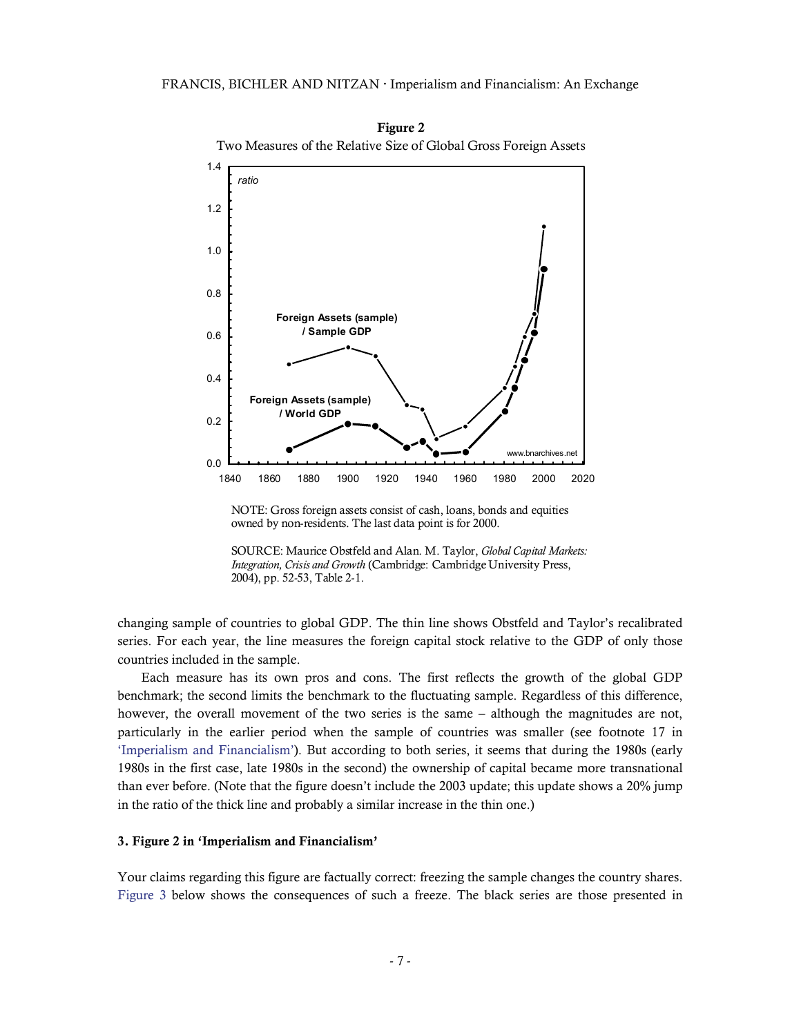**Figure 2**

Two Measures of the Relative Size of Global Gross Foreign Assets

NOTE: Gross foreign assets consist of cash, loans, bonds and equities owned by non-residents. The last data point is for 2000.

SOURCE: Maurice Obstfeld and Alan. M. Taylor, *Global Capital Markets: Integration, Crisis and Growth* (Cambridge: Cambridge University Press, 2004), pp. 52-53, Table 2-1.

changing sample of countries to global GDP. The thin line shows Obstfeld and Taylor's recalibrated series. For each year, the line measures the foreign capital stock relative to the GDP of only those countries included in the sample.

Each measure has its own pros and cons. The first reflects the growth of the global GDP benchmark; the second limits the benchmark to the fluctuating sample. Regardless of this difference, however, the overall movement of the two series is the same – although the magnitudes are not, particularly in the earlier period when the sample of countries was smaller (see footnote 17 in 'Imperialism and Financialism'). But according to both series, it seems that during the 1980s (early 1980s in the first case, late 1980s in the second) the ownership of capital became more transnational than ever before. (Note that the figure doesn't include the 2003 update; this update shows a 20% jump in the ratio of the thick line and probably a similar increase in the thin one.)

### 3. Figure 2 in 'Imperialism and Financialism'

Your claims regarding this figure are factually correct: freezing the sample changes the country shares. Figure 3 below shows the consequences of such a freeze. The black series are those presented in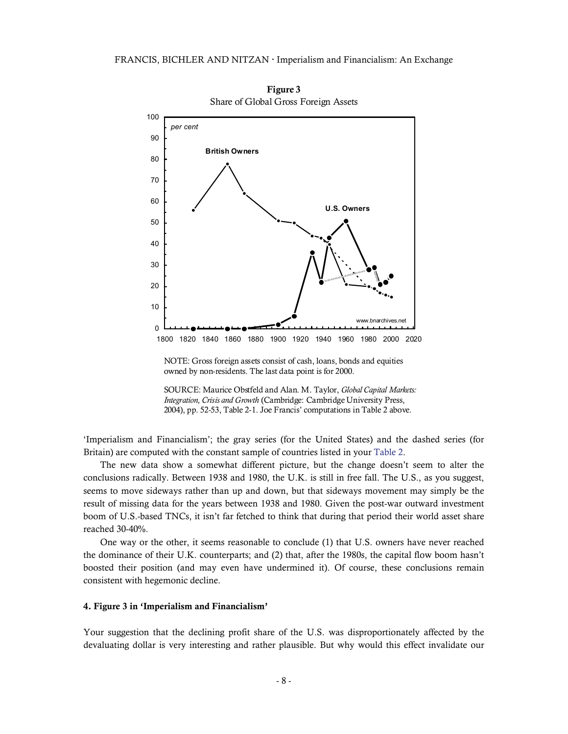**Figure 3**
Share of Global Gross Foreign Assets

NOTE: Gross foreign assets consist of cash, loans, bonds and equities owned by non-residents. The last data point is for 2000.

SOURCE: Maurice Obstfeld and Alan. M. Taylor, *Global Capital Markets: Integration, Crisis and Growth* (Cambridge: Cambridge University Press, 2004), pp. 52-53, Table 2-1. Joe Francis' computations in Table 2 above.

'Imperialism and Financialism'; the gray series (for the United States) and the dashed series (for Britain) are computed with the constant sample of countries listed in your Table 2.

The new data show a somewhat different picture, but the change doesn't seem to alter the conclusions radically. Between 1938 and 1980, the U.K. is still in free fall. The U.S., as you suggest, seems to move sideways rather than up and down, but that sideways movement may simply be the result of missing data for the years between 1938 and 1980. Given the post-war outward investment boom of U.S.-based TNCs, it isn't far fetched to think that during that period their world asset share reached 30-40%.

One way or the other, it seems reasonable to conclude (1) that U.S. owners have never reached the dominance of their U.K. counterparts; and (2) that, after the 1980s, the capital flow boom hasn't boosted their position (and may even have undermined it). Of course, these conclusions remain consistent with hegemonic decline.

#### 4. Figure 3 in 'Imperialism and Financialism'

Your suggestion that the declining profit share of the U.S. was disproportionately affected by the devaluating dollar is very interesting and rather plausible. But why would this effect invalidate our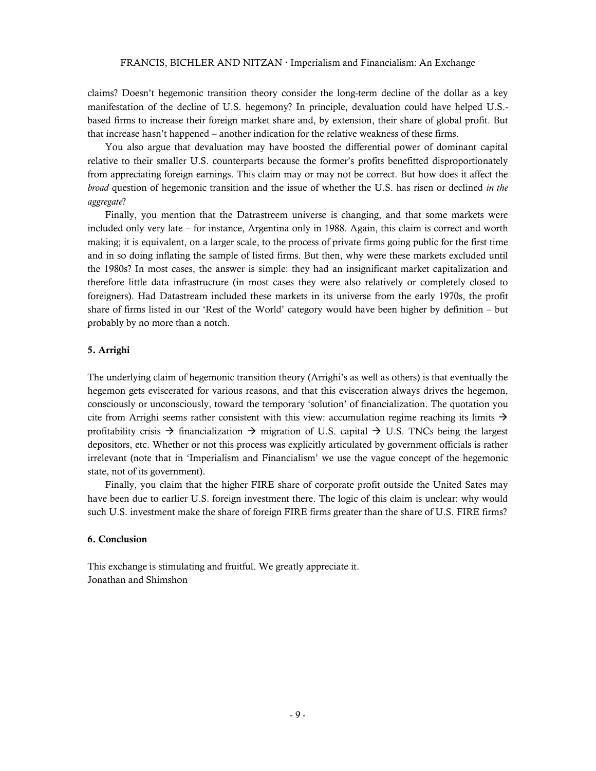claims? Doesn't hegemonic transition theory consider the long-term decline of the dollar as a key manifestation of the decline of U.S. hegemony? In principle, devaluation could have helped U.S.-based firms to increase their foreign market share and, by extension, their share of global profit. But that increase hasn't happened – another indication for the relative weakness of these firms.

You also argue that devaluation may have boosted the differential power of dominant capital relative to their smaller U.S. counterparts because the former's profits benefitted disproportionately from appreciating foreign earnings. This claim may or may not be correct. But how does it affect the *broad* question of hegemonic transition and the issue of whether the U.S. has risen or declined *in the aggregate*?

Finally, you mention that the Datrastreem universe is changing, and that some markets were included only very late – for instance, Argentina only in 1988. Again, this claim is correct and worth making; it is equivalent, on a larger scale, to the process of private firms going public for the first time and in so doing inflating the sample of listed firms. But then, why were these markets excluded until the 1980s? In most cases, the answer is simple: they had an insignificant market capitalization and therefore little data infrastructure (in most cases they were also relatively or completely closed to foreigners). Had Datastream included these markets in its universe from the early 1970s, the profit share of firms listed in our 'Rest of the World' category would have been higher by definition – but probably by no more than a notch.

#### 5. Arrighi

The underlying claim of hegemonic transition theory (Arrighi's as well as others) is that eventually the hegemon gets eviscerated for various reasons, and that this evisceration always drives the hegemon, consciously or unconsciously, toward the temporary 'solution' of financialization. The quotation you cite from Arrighi seems rather consistent with this view: accumulation regime reaching its limits → profitability crisis → financialization → migration of U.S. capital → U.S. TNCs being the largest depositors, etc. Whether or not this process was explicitly articulated by government officials is rather irrelevant (note that in 'Imperialism and Financialism' we use the vague concept of the hegemonic state, not of its government).

Finally, you claim that the higher FIRE share of corporate profit outside the United Sates may have been due to earlier U.S. foreign investment there. The logic of this claim is unclear: why would such U.S. investment make the share of foreign FIRE firms greater than the share of U.S. FIRE firms?

#### 6. Conclusion

This exchange is stimulating and fruitful. We greatly appreciate it.
Jonathan and Shimshon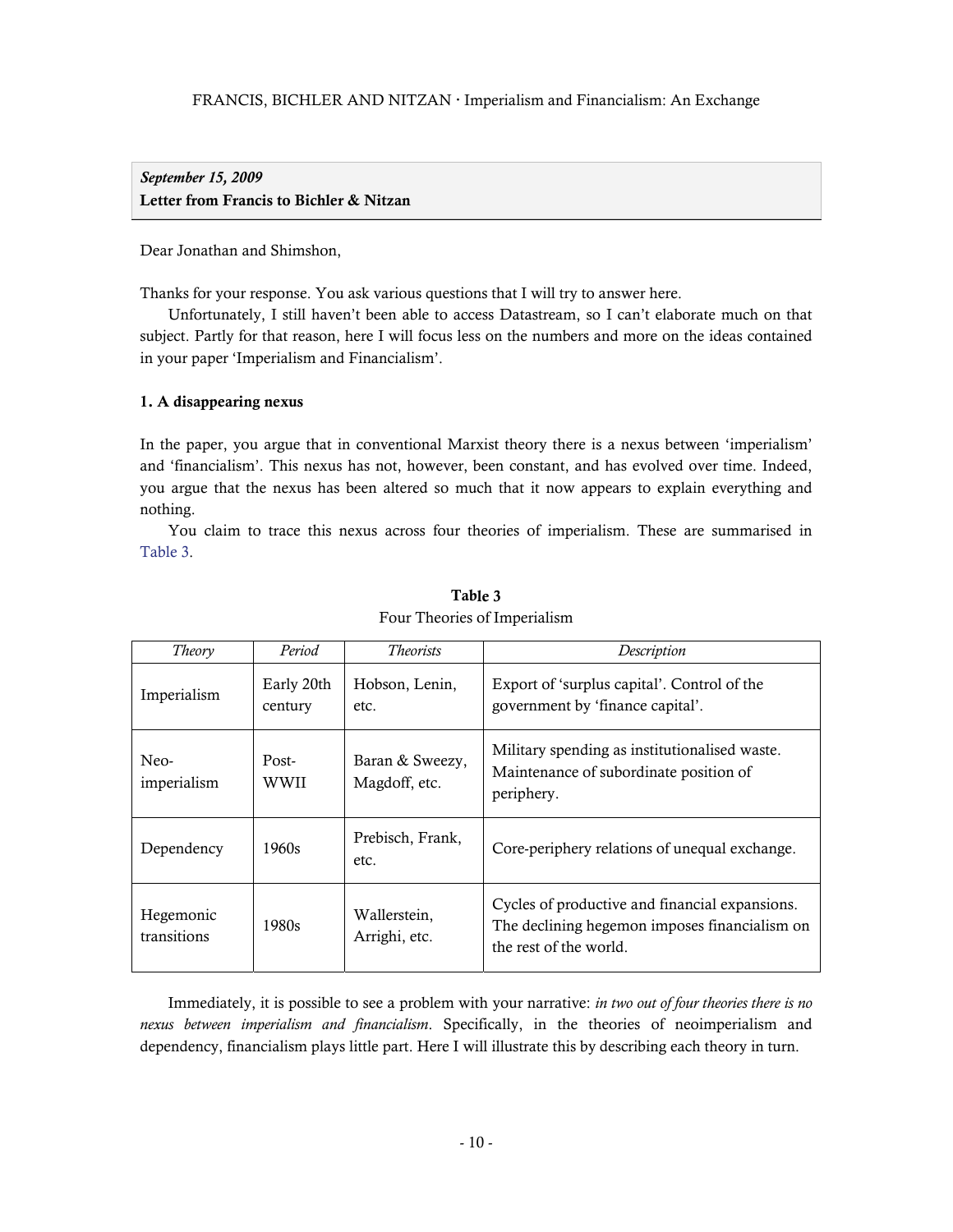*September 15, 2009*
**Letter from Francis to Bichler & Nitzan**

Dear Jonathan and Shimshon,

Thanks for your response. You ask various questions that I will try to answer here.

Unfortunately, I still haven't been able to access Datastream, so I can't elaborate much on that subject. Partly for that reason, here I will focus less on the numbers and more on the ideas contained in your paper 'Imperialism and Financialism'.

### 1. A disappearing nexus

In the paper, you argue that in conventional Marxist theory there is a nexus between 'imperialism' and 'financialism'. This nexus has not, however, been constant, and has evolved over time. Indeed, you argue that the nexus has been altered so much that it now appears to explain everything and nothing.

You claim to trace this nexus across four theories of imperialism. These are summarised in Table 3.

**Table 3**
Four Theories of Imperialism

| *Theory* | *Period* | *Theorists* | *Description* |
|---|---|---|---|
| Imperialism | Early 20th century | Hobson, Lenin, etc. | Export of 'surplus capital'. Control of the government by 'finance capital'. |
| Neo-imperialism | Post-WWII | Baran & Sweezy, Magdoff, etc. | Military spending as institutionalised waste. Maintenance of subordinate position of periphery. |
| Dependency | 1960s | Prebisch, Frank, etc. | Core-periphery relations of unequal exchange. |
| Hegemonic transitions | 1980s | Wallerstein, Arrighi, etc. | Cycles of productive and financial expansions. The declining hegemon imposes financialism on the rest of the world. |

Immediately, it is possible to see a problem with your narrative: *in two out of four theories there is no nexus between imperialism and financialism*. Specifically, in the theories of neoimperialism and dependency, financialism plays little part. Here I will illustrate this by describing each theory in turn.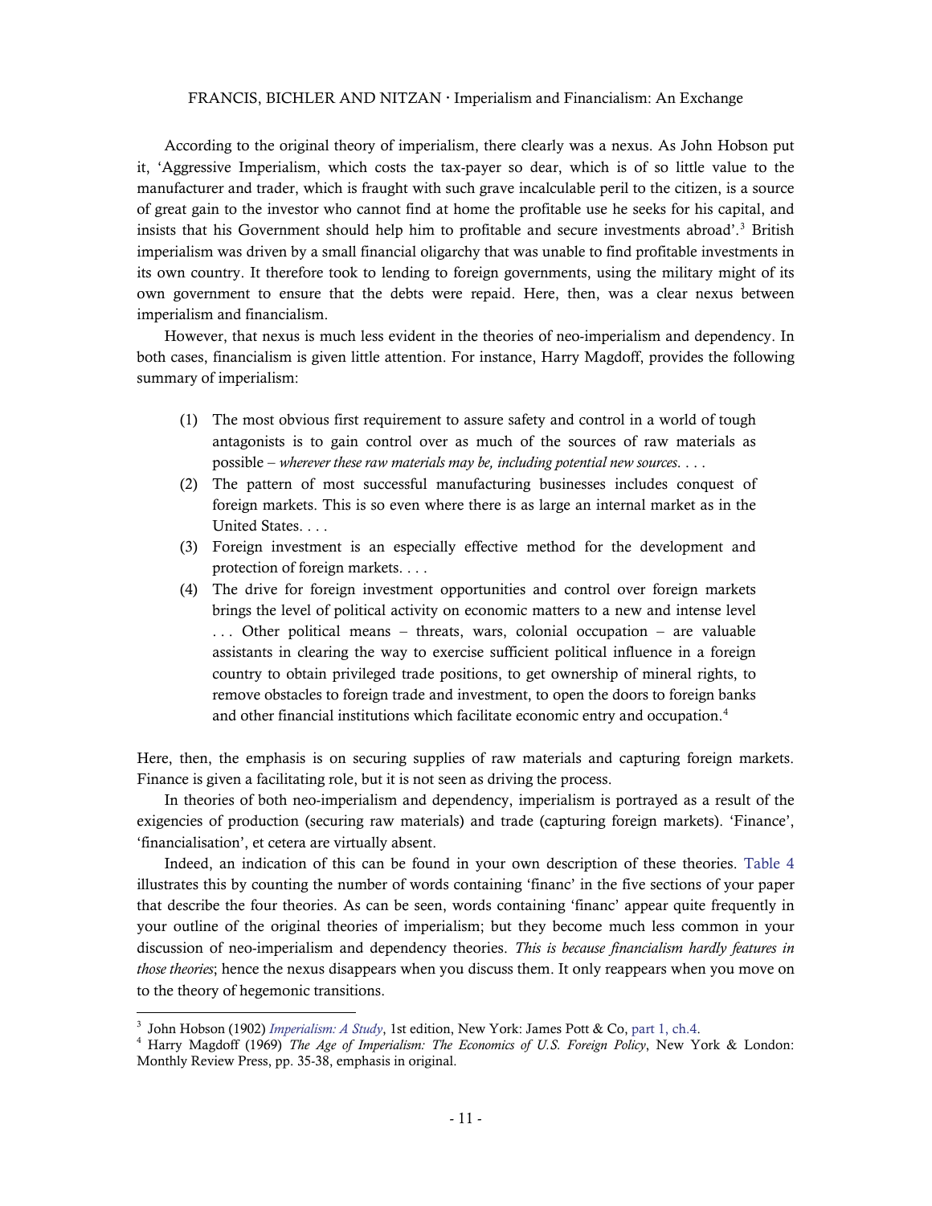According to the original theory of imperialism, there clearly was a nexus. As John Hobson put it, 'Aggressive Imperialism, which costs the tax-payer so dear, which is of so little value to the manufacturer and trader, which is fraught with such grave incalculable peril to the citizen, is a source of great gain to the investor who cannot find at home the profitable use he seeks for his capital, and insists that his Government should help him to profitable and secure investments abroad'.[3] British imperialism was driven by a small financial oligarchy that was unable to find profitable investments in its own country. It therefore took to lending to foreign governments, using the military might of its own government to ensure that the debts were repaid. Here, then, was a clear nexus between imperialism and financialism.

However, that nexus is much less evident in the theories of neo-imperialism and dependency. In both cases, financialism is given little attention. For instance, Harry Magdoff, provides the following summary of imperialism:

> (1) The most obvious first requirement to assure safety and control in a world of tough antagonists is to gain control over as much of the sources of raw materials as possible – *wherever these raw materials may be, including potential new sources*. . . .
>
> (2) The pattern of most successful manufacturing businesses includes conquest of foreign markets. This is so even where there is as large an internal market as in the United States. . . .
>
> (3) Foreign investment is an especially effective method for the development and protection of foreign markets. . . .
>
> (4) The drive for foreign investment opportunities and control over foreign markets brings the level of political activity on economic matters to a new and intense level . . . Other political means – threats, wars, colonial occupation – are valuable assistants in clearing the way to exercise sufficient political influence in a foreign country to obtain privileged trade positions, to get ownership of mineral rights, to remove obstacles to foreign trade and investment, to open the doors to foreign banks and other financial institutions which facilitate economic entry and occupation.[4]

Here, then, the emphasis is on securing supplies of raw materials and capturing foreign markets. Finance is given a facilitating role, but it is not seen as driving the process.

In theories of both neo-imperialism and dependency, imperialism is portrayed as a result of the exigencies of production (securing raw materials) and trade (capturing foreign markets). 'Finance', 'financialisation', et cetera are virtually absent.

Indeed, an indication of this can be found in your own description of these theories. Table 4 illustrates this by counting the number of words containing 'financ' in the five sections of your paper that describe the four theories. As can be seen, words containing 'financ' appear quite frequently in your outline of the original theories of imperialism; but they become much less common in your discussion of neo-imperialism and dependency theories. *This is because financialism hardly features in those theories*; hence the nexus disappears when you discuss them. It only reappears when you move on to the theory of hegemonic transitions.

---

[3] John Hobson (1902) *Imperialism: A Study*, 1st edition, New York: James Pott & Co, part 1, ch.4.

[4] Harry Magdoff (1969) *The Age of Imperialism: The Economics of U.S. Foreign Policy*, New York & London: Monthly Review Press, pp. 35-38, emphasis in original.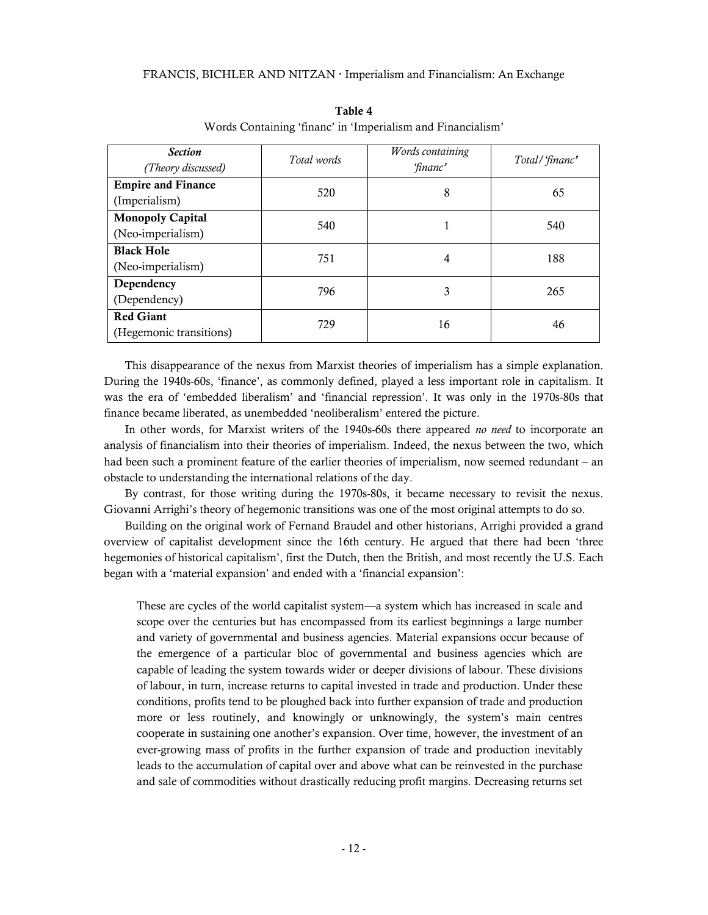**Table 4**

Words Containing 'financ' in 'Imperialism and Financialism'

| ***Section*** *(Theory discussed)* | *Total words* | *Words containing 'financ'* | *Total/'financ'* |
|---|---|---|---|
| **Empire and Finance** (Imperialism) | 520 | 8 | 65 |
| **Monopoly Capital** (Neo-imperialism) | 540 | 1 | 540 |
| **Black Hole** (Neo-imperialism) | 751 | 4 | 188 |
| **Dependency** (Dependency) | 796 | 3 | 265 |
| **Red Giant** (Hegemonic transitions) | 729 | 16 | 46 |

This disappearance of the nexus from Marxist theories of imperialism has a simple explanation. During the 1940s-60s, 'finance', as commonly defined, played a less important role in capitalism. It was the era of 'embedded liberalism' and 'financial repression'. It was only in the 1970s-80s that finance became liberated, as unembedded 'neoliberalism' entered the picture.

In other words, for Marxist writers of the 1940s-60s there appeared *no need* to incorporate an analysis of financialism into their theories of imperialism. Indeed, the nexus between the two, which had been such a prominent feature of the earlier theories of imperialism, now seemed redundant – an obstacle to understanding the international relations of the day.

By contrast, for those writing during the 1970s-80s, it became necessary to revisit the nexus. Giovanni Arrighi's theory of hegemonic transitions was one of the most original attempts to do so.

Building on the original work of Fernand Braudel and other historians, Arrighi provided a grand overview of capitalist development since the 16th century. He argued that there had been 'three hegemonies of historical capitalism', first the Dutch, then the British, and most recently the U.S. Each began with a 'material expansion' and ended with a 'financial expansion':

> These are cycles of the world capitalist system—a system which has increased in scale and scope over the centuries but has encompassed from its earliest beginnings a large number and variety of governmental and business agencies. Material expansions occur because of the emergence of a particular bloc of governmental and business agencies which are capable of leading the system towards wider or deeper divisions of labour. These divisions of labour, in turn, increase returns to capital invested in trade and production. Under these conditions, profits tend to be ploughed back into further expansion of trade and production more or less routinely, and knowingly or unknowingly, the system's main centres cooperate in sustaining one another's expansion. Over time, however, the investment of an ever-growing mass of profits in the further expansion of trade and production inevitably leads to the accumulation of capital over and above what can be reinvested in the purchase and sale of commodities without drastically reducing profit margins. Decreasing returns set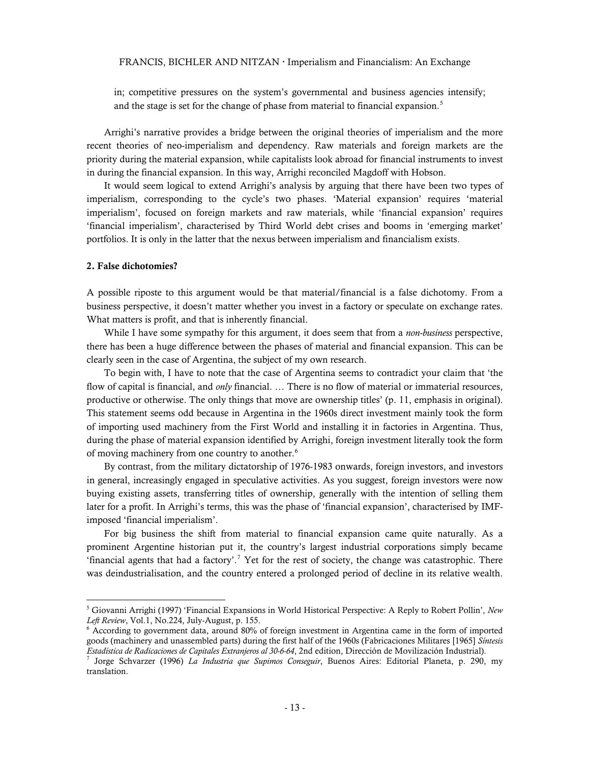in; competitive pressures on the system's governmental and business agencies intensify; and the stage is set for the change of phase from material to financial expansion.[5]

Arrighi's narrative provides a bridge between the original theories of imperialism and the more recent theories of neo-imperialism and dependency. Raw materials and foreign markets are the priority during the material expansion, while capitalists look abroad for financial instruments to invest in during the financial expansion. In this way, Arrighi reconciled Magdoff with Hobson.

It would seem logical to extend Arrighi's analysis by arguing that there have been two types of imperialism, corresponding to the cycle's two phases. 'Material expansion' requires 'material imperialism', focused on foreign markets and raw materials, while 'financial expansion' requires 'financial imperialism', characterised by Third World debt crises and booms in 'emerging market' portfolios. It is only in the latter that the nexus between imperialism and financialism exists.

### 2. False dichotomies?

A possible riposte to this argument would be that material/financial is a false dichotomy. From a business perspective, it doesn't matter whether you invest in a factory or speculate on exchange rates. What matters is profit, and that is inherently financial.

While I have some sympathy for this argument, it does seem that from a *non-business* perspective, there has been a huge difference between the phases of material and financial expansion. This can be clearly seen in the case of Argentina, the subject of my own research.

To begin with, I have to note that the case of Argentina seems to contradict your claim that 'the flow of capital is financial, and *only* financial. … There is no flow of material or immaterial resources, productive or otherwise. The only things that move are ownership titles' (p. 11, emphasis in original). This statement seems odd because in Argentina in the 1960s direct investment mainly took the form of importing used machinery from the First World and installing it in factories in Argentina. Thus, during the phase of material expansion identified by Arrighi, foreign investment literally took the form of moving machinery from one country to another.[6]

By contrast, from the military dictatorship of 1976-1983 onwards, foreign investors, and investors in general, increasingly engaged in speculative activities. As you suggest, foreign investors were now buying existing assets, transferring titles of ownership, generally with the intention of selling them later for a profit. In Arrighi's terms, this was the phase of 'financial expansion', characterised by IMF-imposed 'financial imperialism'.

For big business the shift from material to financial expansion came quite naturally. As a prominent Argentine historian put it, the country's largest industrial corporations simply became 'financial agents that had a factory'.[7] Yet for the rest of society, the change was catastrophic. There was deindustrialisation, and the country entered a prolonged period of decline in its relative wealth.

---

[5] Giovanni Arrighi (1997) 'Financial Expansions in World Historical Perspective: A Reply to Robert Pollin', *New Left Review*, Vol.1, No.224, July-August, p. 155.

[6] According to government data, around 80% of foreign investment in Argentina came in the form of imported goods (machinery and unassembled parts) during the first half of the 1960s (Fabricaciones Militares [1965] *Síntesis Estadística de Radicaciones de Capitales Extranjeros al 30-6-64*, 2nd edition, Dirección de Movilización Industrial).

[7] Jorge Schvarzer (1996) *La Industria que Supimos Conseguir*, Buenos Aires: Editorial Planeta, p. 290, my translation.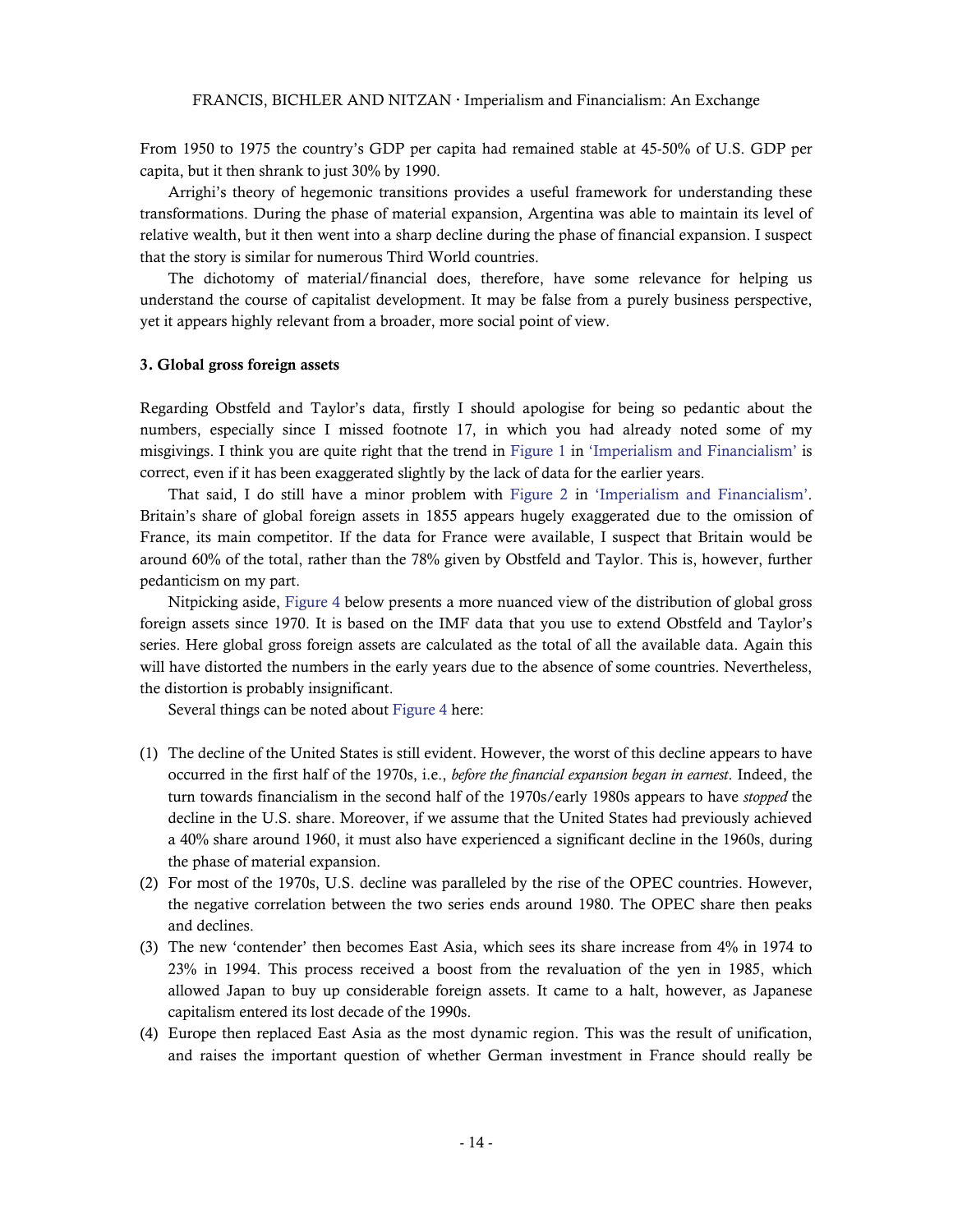From 1950 to 1975 the country's GDP per capita had remained stable at 45-50% of U.S. GDP per capita, but it then shrank to just 30% by 1990.

Arrighi's theory of hegemonic transitions provides a useful framework for understanding these transformations. During the phase of material expansion, Argentina was able to maintain its level of relative wealth, but it then went into a sharp decline during the phase of financial expansion. I suspect that the story is similar for numerous Third World countries.

The dichotomy of material/financial does, therefore, have some relevance for helping us understand the course of capitalist development. It may be false from a purely business perspective, yet it appears highly relevant from a broader, more social point of view.

### 3. Global gross foreign assets

Regarding Obstfeld and Taylor's data, firstly I should apologise for being so pedantic about the numbers, especially since I missed footnote 17, in which you had already noted some of my misgivings. I think you are quite right that the trend in Figure 1 in 'Imperialism and Financialism' is correct, even if it has been exaggerated slightly by the lack of data for the earlier years.

That said, I do still have a minor problem with Figure 2 in 'Imperialism and Financialism'. Britain's share of global foreign assets in 1855 appears hugely exaggerated due to the omission of France, its main competitor. If the data for France were available, I suspect that Britain would be around 60% of the total, rather than the 78% given by Obstfeld and Taylor. This is, however, further pedanticism on my part.

Nitpicking aside, Figure 4 below presents a more nuanced view of the distribution of global gross foreign assets since 1970. It is based on the IMF data that you use to extend Obstfeld and Taylor's series. Here global gross foreign assets are calculated as the total of all the available data. Again this will have distorted the numbers in the early years due to the absence of some countries. Nevertheless, the distortion is probably insignificant.

Several things can be noted about Figure 4 here:

(1) The decline of the United States is still evident. However, the worst of this decline appears to have occurred in the first half of the 1970s, i.e., *before the financial expansion began in earnest*. Indeed, the turn towards financialism in the second half of the 1970s/early 1980s appears to have *stopped* the decline in the U.S. share. Moreover, if we assume that the United States had previously achieved a 40% share around 1960, it must also have experienced a significant decline in the 1960s, during the phase of material expansion.

(2) For most of the 1970s, U.S. decline was paralleled by the rise of the OPEC countries. However, the negative correlation between the two series ends around 1980. The OPEC share then peaks and declines.

(3) The new 'contender' then becomes East Asia, which sees its share increase from 4% in 1974 to 23% in 1994. This process received a boost from the revaluation of the yen in 1985, which allowed Japan to buy up considerable foreign assets. It came to a halt, however, as Japanese capitalism entered its lost decade of the 1990s.

(4) Europe then replaced East Asia as the most dynamic region. This was the result of unification, and raises the important question of whether German investment in France should really be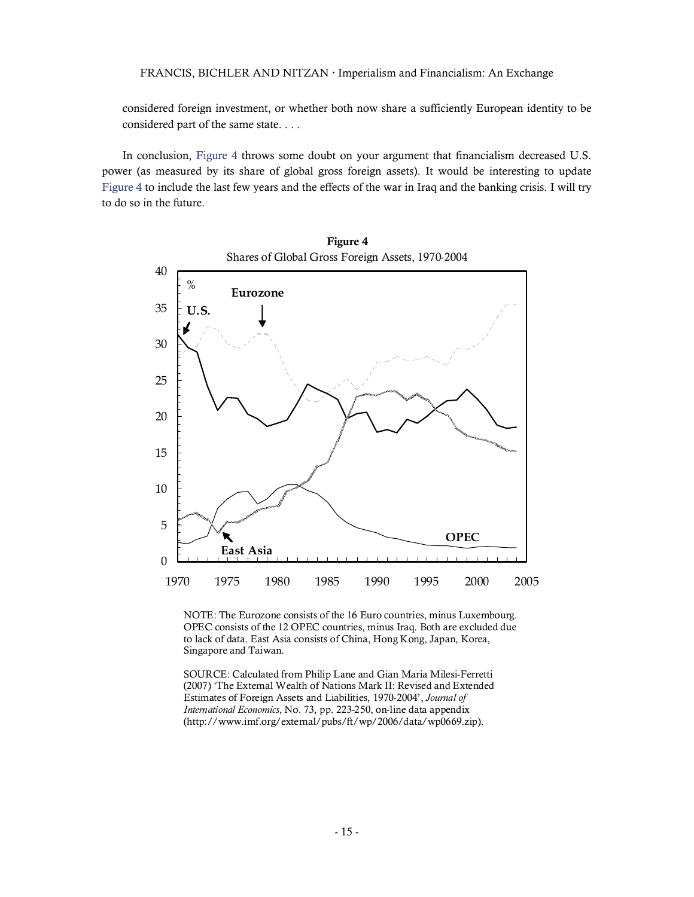considered foreign investment, or whether both now share a sufficiently European identity to be considered part of the same state. . . .

In conclusion, Figure 4 throws some doubt on your argument that financialism decreased U.S. power (as measured by its share of global gross foreign assets). It would be interesting to update Figure 4 to include the last few years and the effects of the war in Iraq and the banking crisis. I will try to do so in the future.

**Figure 4**

Shares of Global Gross Foreign Assets, 1970-2004

NOTE: The Eurozone consists of the 16 Euro countries, minus Luxembourg. OPEC consists of the 12 OPEC countries, minus Iraq. Both are excluded due to lack of data. East Asia consists of China, Hong Kong, Japan, Korea, Singapore and Taiwan.

SOURCE: Calculated from Philip Lane and Gian Maria Milesi-Ferretti (2007) 'The External Wealth of Nations Mark II: Revised and Extended Estimates of Foreign Assets and Liabilities, 1970-2004', *Journal of International Economics*, No. 73, pp. 223-250, on-line data appendix (http://www.imf.org/external/pubs/ft/wp/2006/data/wp0669.zip).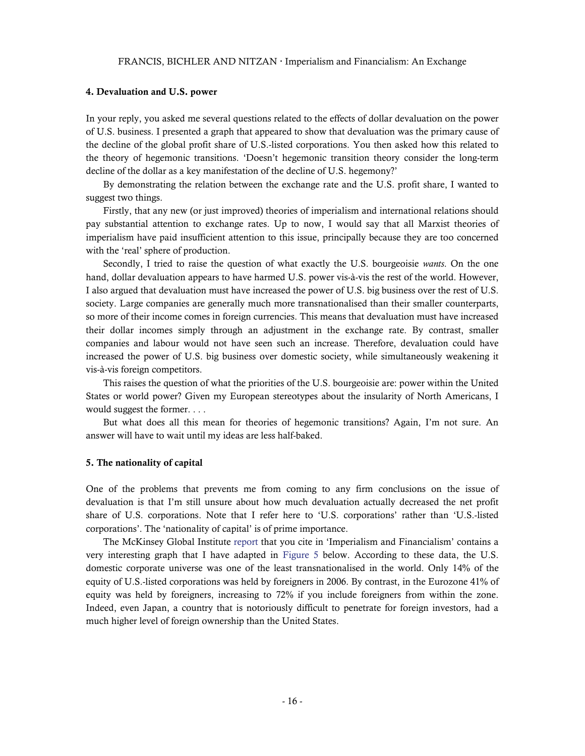### 4. Devaluation and U.S. power

In your reply, you asked me several questions related to the effects of dollar devaluation on the power of U.S. business. I presented a graph that appeared to show that devaluation was the primary cause of the decline of the global profit share of U.S.-listed corporations. You then asked how this related to the theory of hegemonic transitions. 'Doesn't hegemonic transition theory consider the long-term decline of the dollar as a key manifestation of the decline of U.S. hegemony?'

By demonstrating the relation between the exchange rate and the U.S. profit share, I wanted to suggest two things.

Firstly, that any new (or just improved) theories of imperialism and international relations should pay substantial attention to exchange rates. Up to now, I would say that all Marxist theories of imperialism have paid insufficient attention to this issue, principally because they are too concerned with the 'real' sphere of production.

Secondly, I tried to raise the question of what exactly the U.S. bourgeoisie *wants*. On the one hand, dollar devaluation appears to have harmed U.S. power vis-à-vis the rest of the world. However, I also argued that devaluation must have increased the power of U.S. big business over the rest of U.S. society. Large companies are generally much more transnationalised than their smaller counterparts, so more of their income comes in foreign currencies. This means that devaluation must have increased their dollar incomes simply through an adjustment in the exchange rate. By contrast, smaller companies and labour would not have seen such an increase. Therefore, devaluation could have increased the power of U.S. big business over domestic society, while simultaneously weakening it vis-à-vis foreign competitors.

This raises the question of what the priorities of the U.S. bourgeoisie are: power within the United States or world power? Given my European stereotypes about the insularity of North Americans, I would suggest the former. . . .

But what does all this mean for theories of hegemonic transitions? Again, I'm not sure. An answer will have to wait until my ideas are less half-baked.

### 5. The nationality of capital

One of the problems that prevents me from coming to any firm conclusions on the issue of devaluation is that I'm still unsure about how much devaluation actually decreased the net profit share of U.S. corporations. Note that I refer here to 'U.S. corporations' rather than 'U.S.-listed corporations'. The 'nationality of capital' is of prime importance.

The McKinsey Global Institute report that you cite in 'Imperialism and Financialism' contains a very interesting graph that I have adapted in Figure 5 below. According to these data, the U.S. domestic corporate universe was one of the least transnationalised in the world. Only 14% of the equity of U.S.-listed corporations was held by foreigners in 2006. By contrast, in the Eurozone 41% of equity was held by foreigners, increasing to 72% if you include foreigners from within the zone. Indeed, even Japan, a country that is notoriously difficult to penetrate for foreign investors, had a much higher level of foreign ownership than the United States.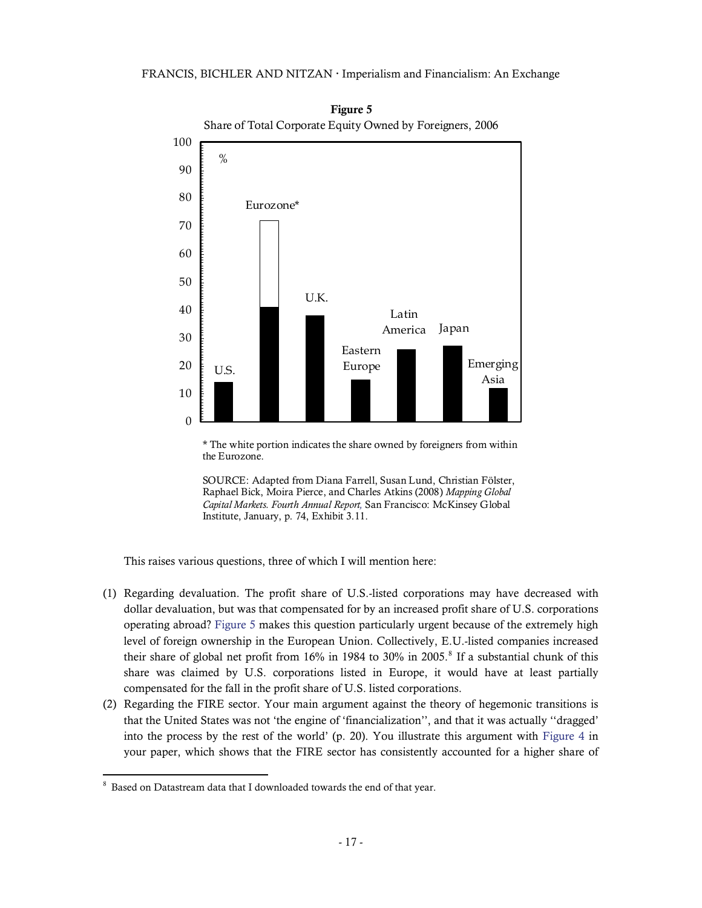**Figure 5**

Share of Total Corporate Equity Owned by Foreigners, 2006

\* The white portion indicates the share owned by foreigners from within the Eurozone.

SOURCE: Adapted from Diana Farrell, Susan Lund, Christian Fölster, Raphael Bick, Moira Pierce, and Charles Atkins (2008) *Mapping Global Capital Markets. Fourth Annual Report,* San Francisco: McKinsey Global Institute, January, p. 74, Exhibit 3.11.

This raises various questions, three of which I will mention here:

(1) Regarding devaluation. The profit share of U.S.-listed corporations may have decreased with dollar devaluation, but was that compensated for by an increased profit share of U.S. corporations operating abroad? Figure 5 makes this question particularly urgent because of the extremely high level of foreign ownership in the European Union. Collectively, E.U.-listed companies increased their share of global net profit from 16% in 1984 to 30% in 2005.[8] If a substantial chunk of this share was claimed by U.S. corporations listed in Europe, it would have at least partially compensated for the fall in the profit share of U.S. listed corporations.

(2) Regarding the FIRE sector. Your main argument against the theory of hegemonic transitions is that the United States was not 'the engine of 'financialization'', and that it was actually ''dragged' into the process by the rest of the world' (p. 20). You illustrate this argument with Figure 4 in your paper, which shows that the FIRE sector has consistently accounted for a higher share of

[8] Based on Datastream data that I downloaded towards the end of that year.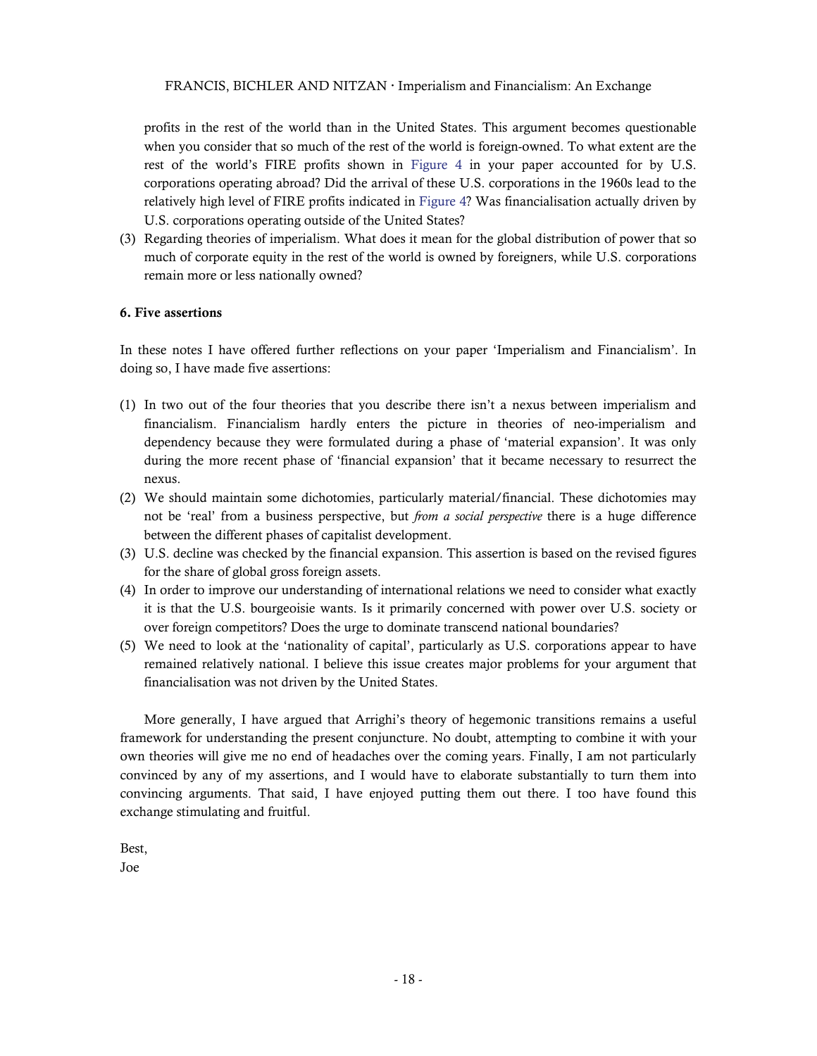profits in the rest of the world than in the United States. This argument becomes questionable when you consider that so much of the rest of the world is foreign-owned. To what extent are the rest of the world's FIRE profits shown in Figure 4 in your paper accounted for by U.S. corporations operating abroad? Did the arrival of these U.S. corporations in the 1960s lead to the relatively high level of FIRE profits indicated in Figure 4? Was financialisation actually driven by U.S. corporations operating outside of the United States?

(3) Regarding theories of imperialism. What does it mean for the global distribution of power that so much of corporate equity in the rest of the world is owned by foreigners, while U.S. corporations remain more or less nationally owned?

**6. Five assertions**

In these notes I have offered further reflections on your paper 'Imperialism and Financialism'. In doing so, I have made five assertions:

(1) In two out of the four theories that you describe there isn't a nexus between imperialism and financialism. Financialism hardly enters the picture in theories of neo-imperialism and dependency because they were formulated during a phase of 'material expansion'. It was only during the more recent phase of 'financial expansion' that it became necessary to resurrect the nexus.

(2) We should maintain some dichotomies, particularly material/financial. These dichotomies may not be 'real' from a business perspective, but *from a social perspective* there is a huge difference between the different phases of capitalist development.

(3) U.S. decline was checked by the financial expansion. This assertion is based on the revised figures for the share of global gross foreign assets.

(4) In order to improve our understanding of international relations we need to consider what exactly it is that the U.S. bourgeoisie wants. Is it primarily concerned with power over U.S. society or over foreign competitors? Does the urge to dominate transcend national boundaries?

(5) We need to look at the 'nationality of capital', particularly as U.S. corporations appear to have remained relatively national. I believe this issue creates major problems for your argument that financialisation was not driven by the United States.

More generally, I have argued that Arrighi's theory of hegemonic transitions remains a useful framework for understanding the present conjuncture. No doubt, attempting to combine it with your own theories will give me no end of headaches over the coming years. Finally, I am not particularly convinced by any of my assertions, and I would have to elaborate substantially to turn them into convincing arguments. That said, I have enjoyed putting them out there. I too have found this exchange stimulating and fruitful.

Best,
Joe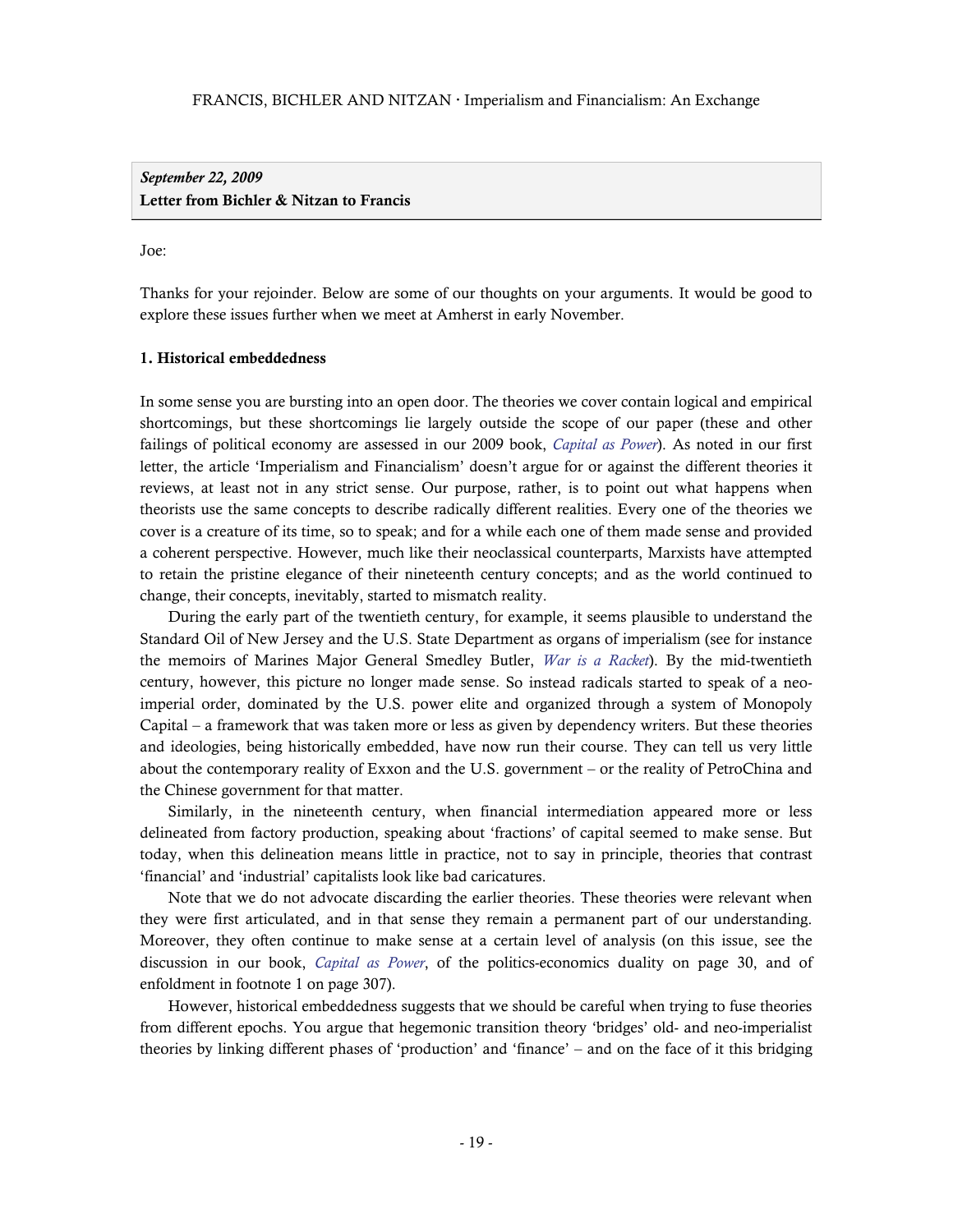***September 22, 2009***
**Letter from Bichler & Nitzan to Francis**

Joe:

Thanks for your rejoinder. Below are some of our thoughts on your arguments. It would be good to explore these issues further when we meet at Amherst in early November.

**1. Historical embeddedness**

In some sense you are bursting into an open door. The theories we cover contain logical and empirical shortcomings, but these shortcomings lie largely outside the scope of our paper (these and other failings of political economy are assessed in our 2009 book, *Capital as Power*). As noted in our first letter, the article 'Imperialism and Financialism' doesn't argue for or against the different theories it reviews, at least not in any strict sense. Our purpose, rather, is to point out what happens when theorists use the same concepts to describe radically different realities. Every one of the theories we cover is a creature of its time, so to speak; and for a while each one of them made sense and provided a coherent perspective. However, much like their neoclassical counterparts, Marxists have attempted to retain the pristine elegance of their nineteenth century concepts; and as the world continued to change, their concepts, inevitably, started to mismatch reality.

During the early part of the twentieth century, for example, it seems plausible to understand the Standard Oil of New Jersey and the U.S. State Department as organs of imperialism (see for instance the memoirs of Marines Major General Smedley Butler, *War is a Racket*). By the mid-twentieth century, however, this picture no longer made sense. So instead radicals started to speak of a neo-imperial order, dominated by the U.S. power elite and organized through a system of Monopoly Capital – a framework that was taken more or less as given by dependency writers. But these theories and ideologies, being historically embedded, have now run their course. They can tell us very little about the contemporary reality of Exxon and the U.S. government – or the reality of PetroChina and the Chinese government for that matter.

Similarly, in the nineteenth century, when financial intermediation appeared more or less delineated from factory production, speaking about 'fractions' of capital seemed to make sense. But today, when this delineation means little in practice, not to say in principle, theories that contrast 'financial' and 'industrial' capitalists look like bad caricatures.

Note that we do not advocate discarding the earlier theories. These theories were relevant when they were first articulated, and in that sense they remain a permanent part of our understanding. Moreover, they often continue to make sense at a certain level of analysis (on this issue, see the discussion in our book, *Capital as Power*, of the politics-economics duality on page 30, and of enfoldment in footnote 1 on page 307).

However, historical embeddedness suggests that we should be careful when trying to fuse theories from different epochs. You argue that hegemonic transition theory 'bridges' old- and neo-imperialist theories by linking different phases of 'production' and 'finance' – and on the face of it this bridging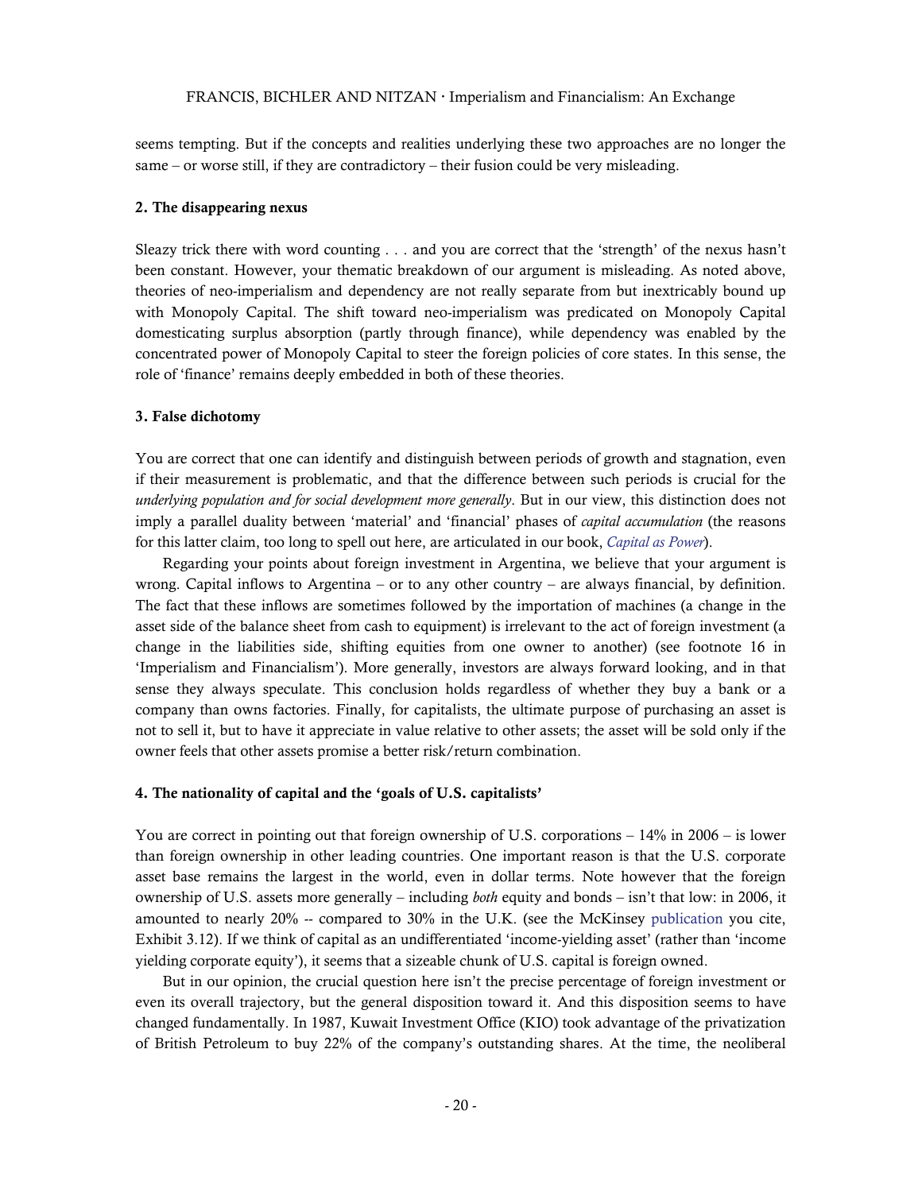seems tempting. But if the concepts and realities underlying these two approaches are no longer the same – or worse still, if they are contradictory – their fusion could be very misleading.

**2. The disappearing nexus**

Sleazy trick there with word counting . . . and you are correct that the 'strength' of the nexus hasn't been constant. However, your thematic breakdown of our argument is misleading. As noted above, theories of neo-imperialism and dependency are not really separate from but inextricably bound up with Monopoly Capital. The shift toward neo-imperialism was predicated on Monopoly Capital domesticating surplus absorption (partly through finance), while dependency was enabled by the concentrated power of Monopoly Capital to steer the foreign policies of core states. In this sense, the role of 'finance' remains deeply embedded in both of these theories.

**3. False dichotomy**

You are correct that one can identify and distinguish between periods of growth and stagnation, even if their measurement is problematic, and that the difference between such periods is crucial for the *underlying population and for social development more generally*. But in our view, this distinction does not imply a parallel duality between 'material' and 'financial' phases of *capital accumulation* (the reasons for this latter claim, too long to spell out here, are articulated in our book, *Capital as Power*).

Regarding your points about foreign investment in Argentina, we believe that your argument is wrong. Capital inflows to Argentina – or to any other country – are always financial, by definition. The fact that these inflows are sometimes followed by the importation of machines (a change in the asset side of the balance sheet from cash to equipment) is irrelevant to the act of foreign investment (a change in the liabilities side, shifting equities from one owner to another) (see footnote 16 in 'Imperialism and Financialism'). More generally, investors are always forward looking, and in that sense they always speculate. This conclusion holds regardless of whether they buy a bank or a company than owns factories. Finally, for capitalists, the ultimate purpose of purchasing an asset is not to sell it, but to have it appreciate in value relative to other assets; the asset will be sold only if the owner feels that other assets promise a better risk/return combination.

**4. The nationality of capital and the 'goals of U.S. capitalists'**

You are correct in pointing out that foreign ownership of U.S. corporations – 14% in 2006 – is lower than foreign ownership in other leading countries. One important reason is that the U.S. corporate asset base remains the largest in the world, even in dollar terms. Note however that the foreign ownership of U.S. assets more generally – including *both* equity and bonds – isn't that low: in 2006, it amounted to nearly 20% -- compared to 30% in the U.K. (see the McKinsey publication you cite, Exhibit 3.12). If we think of capital as an undifferentiated 'income-yielding asset' (rather than 'income yielding corporate equity'), it seems that a sizeable chunk of U.S. capital is foreign owned.

But in our opinion, the crucial question here isn't the precise percentage of foreign investment or even its overall trajectory, but the general disposition toward it. And this disposition seems to have changed fundamentally. In 1987, Kuwait Investment Office (KIO) took advantage of the privatization of British Petroleum to buy 22% of the company's outstanding shares. At the time, the neoliberal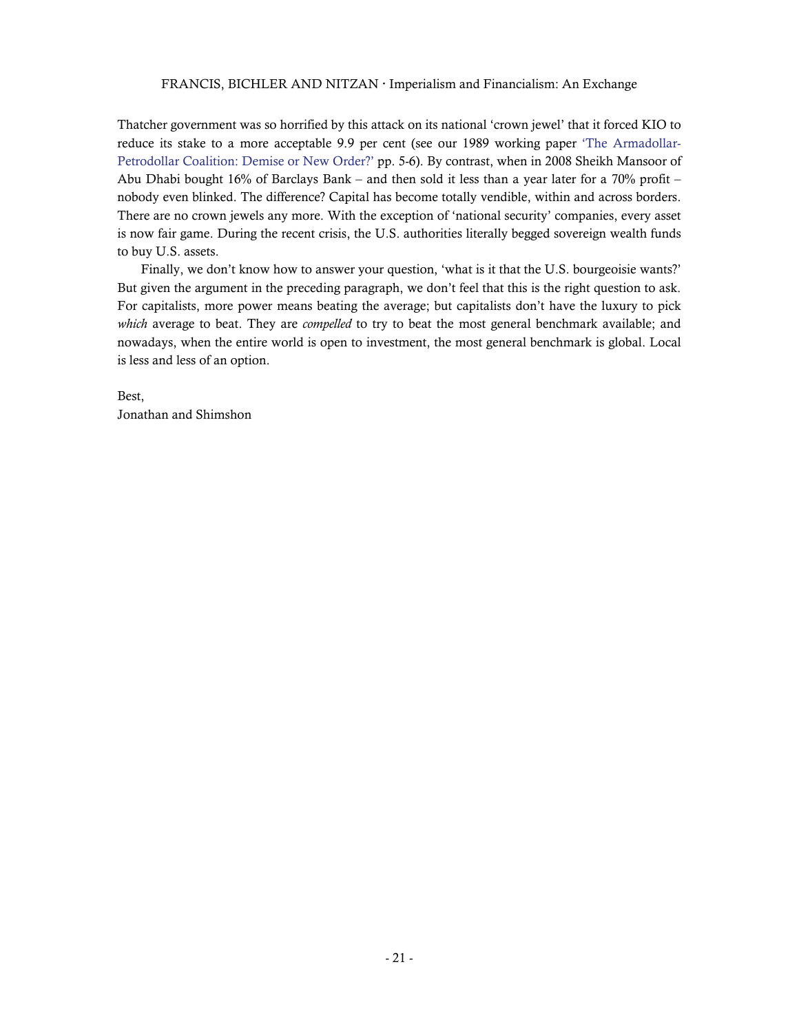Thatcher government was so horrified by this attack on its national 'crown jewel' that it forced KIO to reduce its stake to a more acceptable 9.9 per cent (see our 1989 working paper 'The Armadollar-Petrodollar Coalition: Demise or New Order?' pp. 5-6). By contrast, when in 2008 Sheikh Mansoor of Abu Dhabi bought 16% of Barclays Bank – and then sold it less than a year later for a 70% profit – nobody even blinked. The difference? Capital has become totally vendible, within and across borders. There are no crown jewels any more. With the exception of 'national security' companies, every asset is now fair game. During the recent crisis, the U.S. authorities literally begged sovereign wealth funds to buy U.S. assets.

Finally, we don't know how to answer your question, 'what is it that the U.S. bourgeoisie wants?' But given the argument in the preceding paragraph, we don't feel that this is the right question to ask. For capitalists, more power means beating the average; but capitalists don't have the luxury to pick *which* average to beat. They are *compelled* to try to beat the most general benchmark available; and nowadays, when the entire world is open to investment, the most general benchmark is global. Local is less and less of an option.

Best,
Jonathan and Shimshon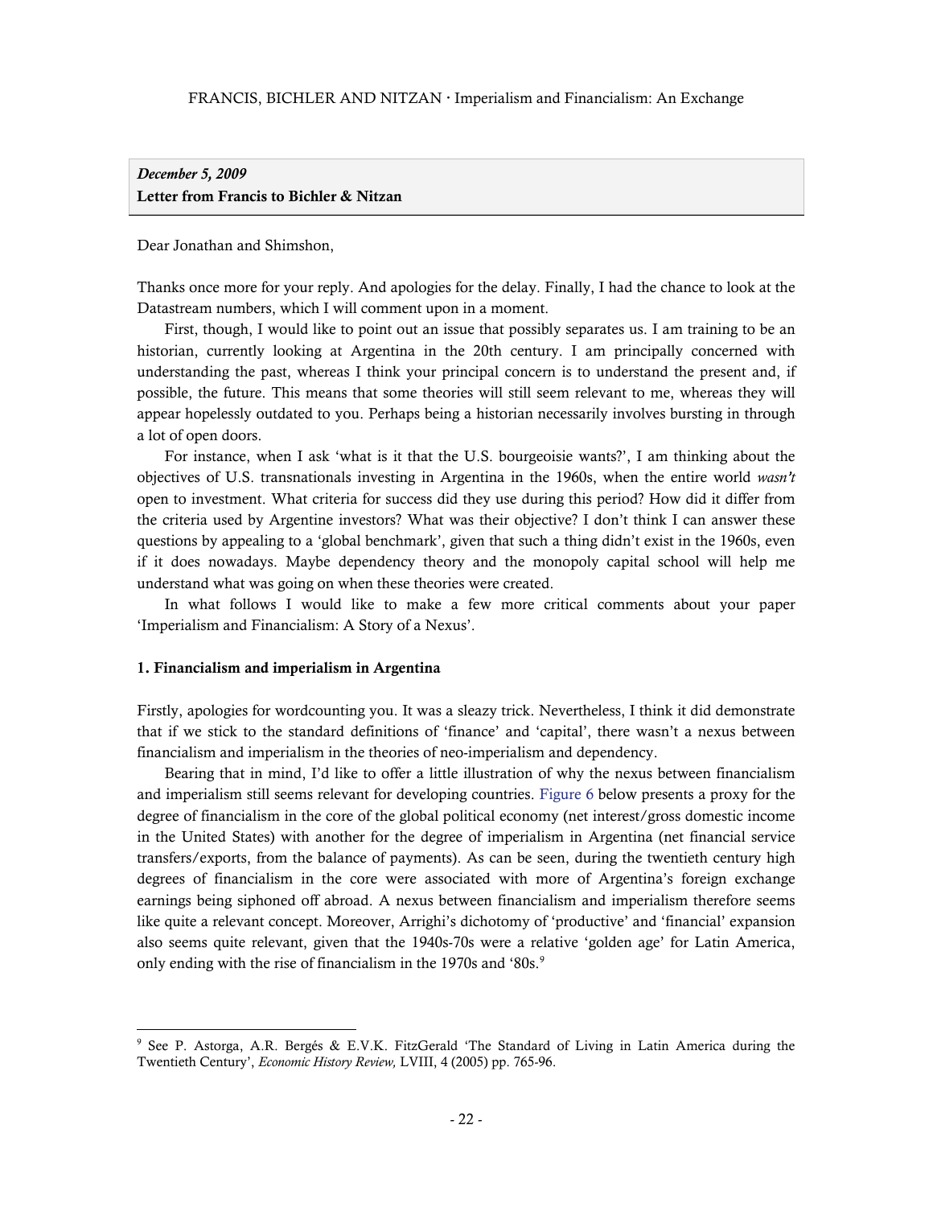*December 5, 2009*
**Letter from Francis to Bichler & Nitzan**

Dear Jonathan and Shimshon,

Thanks once more for your reply. And apologies for the delay. Finally, I had the chance to look at the Datastream numbers, which I will comment upon in a moment.

First, though, I would like to point out an issue that possibly separates us. I am training to be an historian, currently looking at Argentina in the 20th century. I am principally concerned with understanding the past, whereas I think your principal concern is to understand the present and, if possible, the future. This means that some theories will still seem relevant to me, whereas they will appear hopelessly outdated to you. Perhaps being a historian necessarily involves bursting in through a lot of open doors.

For instance, when I ask 'what is it that the U.S. bourgeoisie wants?', I am thinking about the objectives of U.S. transnationals investing in Argentina in the 1960s, when the entire world *wasn't* open to investment. What criteria for success did they use during this period? How did it differ from the criteria used by Argentine investors? What was their objective? I don't think I can answer these questions by appealing to a 'global benchmark', given that such a thing didn't exist in the 1960s, even if it does nowadays. Maybe dependency theory and the monopoly capital school will help me understand what was going on when these theories were created.

In what follows I would like to make a few more critical comments about your paper 'Imperialism and Financialism: A Story of a Nexus'.

### 1. Financialism and imperialism in Argentina

Firstly, apologies for wordcounting you. It was a sleazy trick. Nevertheless, I think it did demonstrate that if we stick to the standard definitions of 'finance' and 'capital', there wasn't a nexus between financialism and imperialism in the theories of neo-imperialism and dependency.

Bearing that in mind, I'd like to offer a little illustration of why the nexus between financialism and imperialism still seems relevant for developing countries. Figure 6 below presents a proxy for the degree of financialism in the core of the global political economy (net interest/gross domestic income in the United States) with another for the degree of imperialism in Argentina (net financial service transfers/exports, from the balance of payments). As can be seen, during the twentieth century high degrees of financialism in the core were associated with more of Argentina's foreign exchange earnings being siphoned off abroad. A nexus between financialism and imperialism therefore seems like quite a relevant concept. Moreover, Arrighi's dichotomy of 'productive' and 'financial' expansion also seems quite relevant, given that the 1940s-70s were a relative 'golden age' for Latin America, only ending with the rise of financialism in the 1970s and '80s.[9]

---

[9] See P. Astorga, A.R. Bergés & E.V.K. FitzGerald 'The Standard of Living in Latin America during the Twentieth Century', *Economic History Review,* LVIII, 4 (2005) pp. 765-96.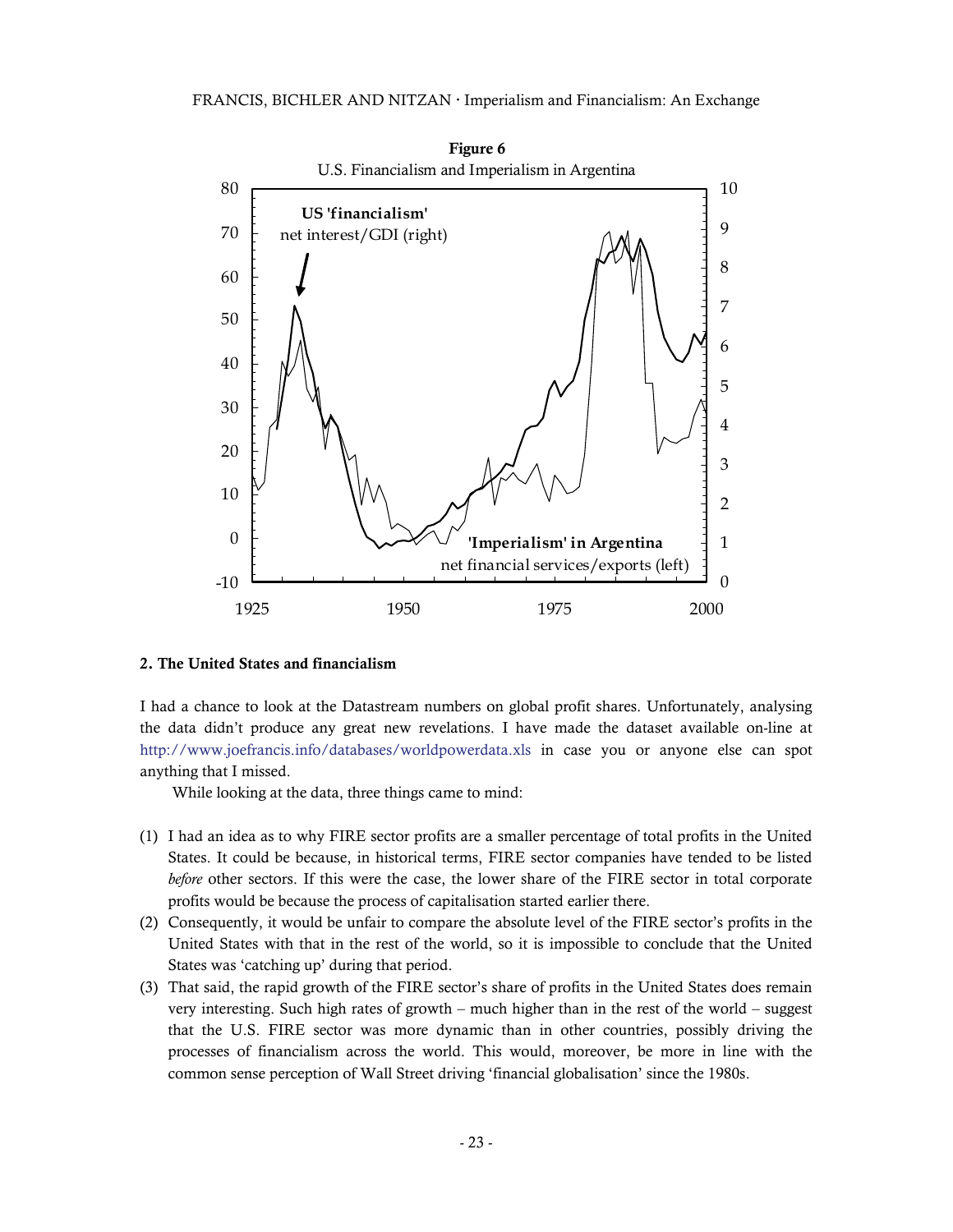**Figure 6**

U.S. Financialism and Imperialism in Argentina

## 2. The United States and financialism

I had a chance to look at the Datastream numbers on global profit shares. Unfortunately, analysing the data didn't produce any great new revelations. I have made the dataset available on-line at http://www.joefrancis.info/databases/worldpowerdata.xls in case you or anyone else can spot anything that I missed.

While looking at the data, three things came to mind:

1. I had an idea as to why FIRE sector profits are a smaller percentage of total profits in the United States. It could be because, in historical terms, FIRE sector companies have tended to be listed *before* other sectors. If this were the case, the lower share of the FIRE sector in total corporate profits would be because the process of capitalisation started earlier there.
2. Consequently, it would be unfair to compare the absolute level of the FIRE sector's profits in the United States with that in the rest of the world, so it is impossible to conclude that the United States was 'catching up' during that period.
3. That said, the rapid growth of the FIRE sector's share of profits in the United States does remain very interesting. Such high rates of growth – much higher than in the rest of the world – suggest that the U.S. FIRE sector was more dynamic than in other countries, possibly driving the processes of financialism across the world. This would, moreover, be more in line with the common sense perception of Wall Street driving 'financial globalisation' since the 1980s.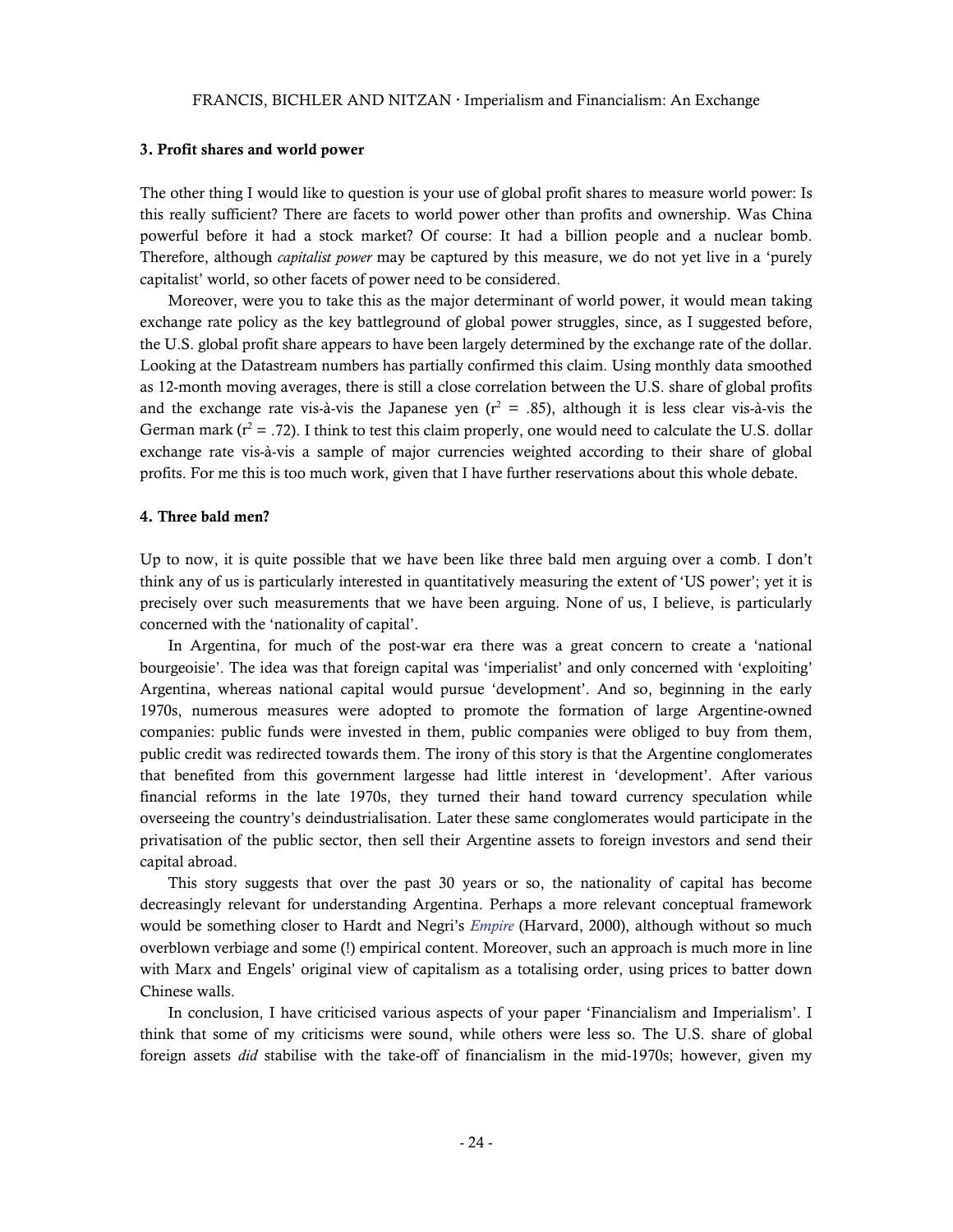### 3. Profit shares and world power

The other thing I would like to question is your use of global profit shares to measure world power: Is this really sufficient? There are facets to world power other than profits and ownership. Was China powerful before it had a stock market? Of course: It had a billion people and a nuclear bomb. Therefore, although *capitalist power* may be captured by this measure, we do not yet live in a 'purely capitalist' world, so other facets of power need to be considered.

Moreover, were you to take this as the major determinant of world power, it would mean taking exchange rate policy as the key battleground of global power struggles, since, as I suggested before, the U.S. global profit share appears to have been largely determined by the exchange rate of the dollar. Looking at the Datastream numbers has partially confirmed this claim. Using monthly data smoothed as 12-month moving averages, there is still a close correlation between the U.S. share of global profits and the exchange rate vis-à-vis the Japanese yen ($r^2$ = .85), although it is less clear vis-à-vis the German mark ($r^2$ = .72). I think to test this claim properly, one would need to calculate the U.S. dollar exchange rate vis-à-vis a sample of major currencies weighted according to their share of global profits. For me this is too much work, given that I have further reservations about this whole debate.

### 4. Three bald men?

Up to now, it is quite possible that we have been like three bald men arguing over a comb. I don't think any of us is particularly interested in quantitatively measuring the extent of 'US power'; yet it is precisely over such measurements that we have been arguing. None of us, I believe, is particularly concerned with the 'nationality of capital'.

In Argentina, for much of the post-war era there was a great concern to create a 'national bourgeoisie'. The idea was that foreign capital was 'imperialist' and only concerned with 'exploiting' Argentina, whereas national capital would pursue 'development'. And so, beginning in the early 1970s, numerous measures were adopted to promote the formation of large Argentine-owned companies: public funds were invested in them, public companies were obliged to buy from them, public credit was redirected towards them. The irony of this story is that the Argentine conglomerates that benefited from this government largesse had little interest in 'development'. After various financial reforms in the late 1970s, they turned their hand toward currency speculation while overseeing the country's deindustrialisation. Later these same conglomerates would participate in the privatisation of the public sector, then sell their Argentine assets to foreign investors and send their capital abroad.

This story suggests that over the past 30 years or so, the nationality of capital has become decreasingly relevant for understanding Argentina. Perhaps a more relevant conceptual framework would be something closer to Hardt and Negri's *Empire* (Harvard, 2000), although without so much overblown verbiage and some (!) empirical content. Moreover, such an approach is much more in line with Marx and Engels' original view of capitalism as a totalising order, using prices to batter down Chinese walls.

In conclusion, I have criticised various aspects of your paper 'Financialism and Imperialism'. I think that some of my criticisms were sound, while others were less so. The U.S. share of global foreign assets *did* stabilise with the take-off of financialism in the mid-1970s; however, given my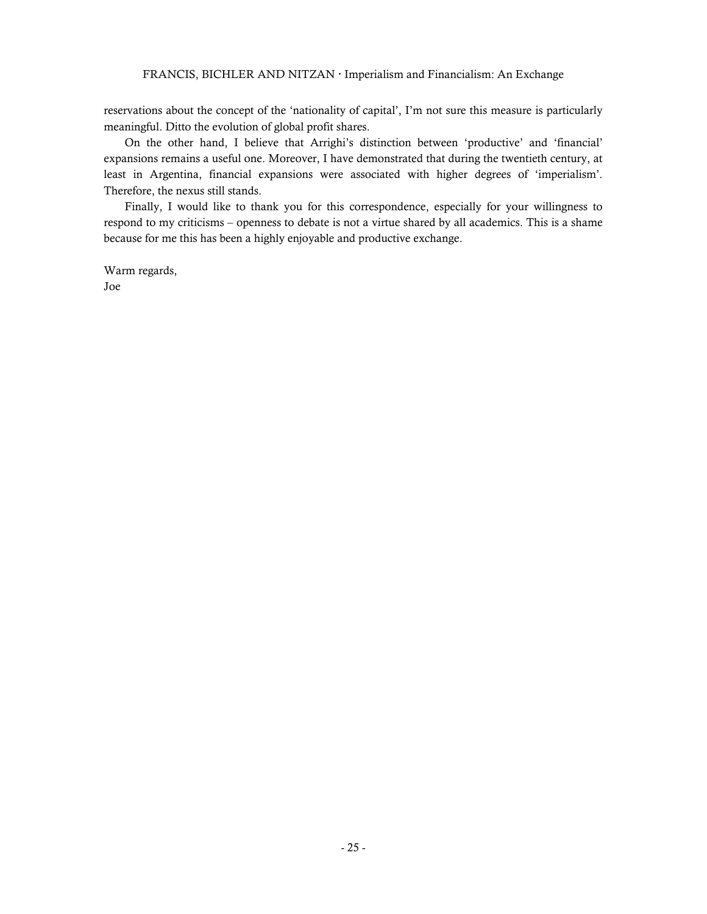reservations about the concept of the 'nationality of capital', I'm not sure this measure is particularly meaningful. Ditto the evolution of global profit shares.

On the other hand, I believe that Arrighi's distinction between 'productive' and 'financial' expansions remains a useful one. Moreover, I have demonstrated that during the twentieth century, at least in Argentina, financial expansions were associated with higher degrees of 'imperialism'. Therefore, the nexus still stands.

Finally, I would like to thank you for this correspondence, especially for your willingness to respond to my criticisms – openness to debate is not a virtue shared by all academics. This is a shame because for me this has been a highly enjoyable and productive exchange.

Warm regards,
Joe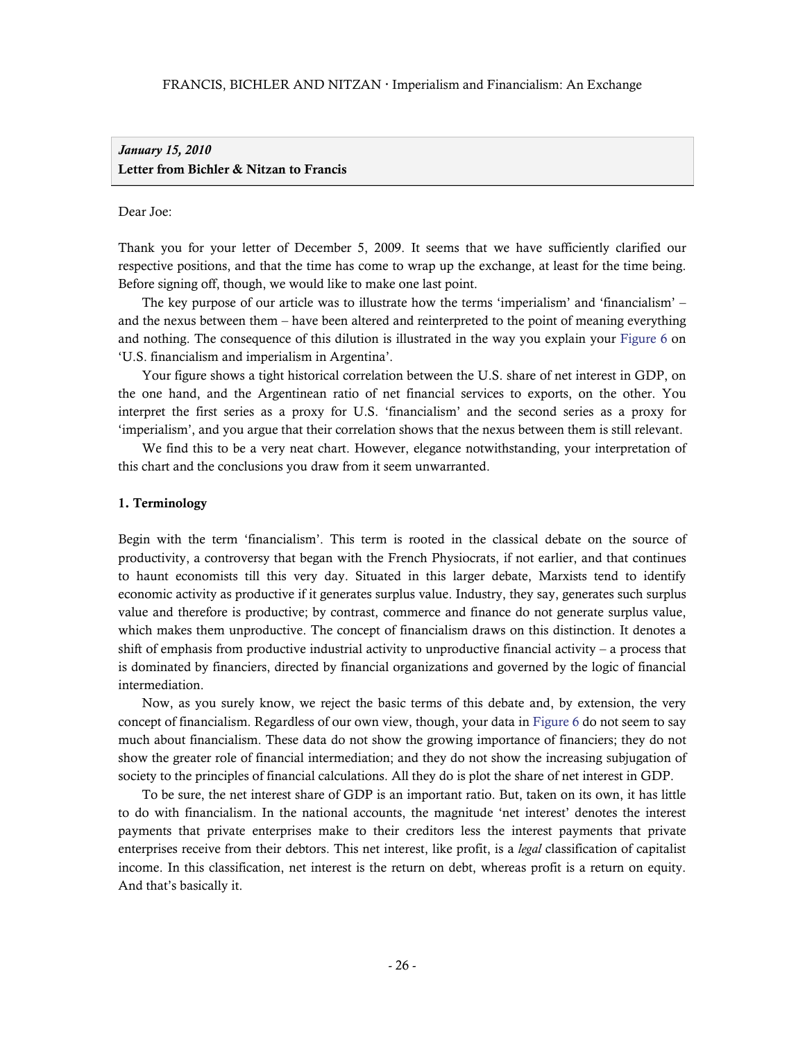***January 15, 2010***
**Letter from Bichler & Nitzan to Francis**

Dear Joe:

Thank you for your letter of December 5, 2009. It seems that we have sufficiently clarified our respective positions, and that the time has come to wrap up the exchange, at least for the time being. Before signing off, though, we would like to make one last point.

The key purpose of our article was to illustrate how the terms 'imperialism' and 'financialism' – and the nexus between them – have been altered and reinterpreted to the point of meaning everything and nothing. The consequence of this dilution is illustrated in the way you explain your Figure 6 on 'U.S. financialism and imperialism in Argentina'.

Your figure shows a tight historical correlation between the U.S. share of net interest in GDP, on the one hand, and the Argentinean ratio of net financial services to exports, on the other. You interpret the first series as a proxy for U.S. 'financialism' and the second series as a proxy for 'imperialism', and you argue that their correlation shows that the nexus between them is still relevant.

We find this to be a very neat chart. However, elegance notwithstanding, your interpretation of this chart and the conclusions you draw from it seem unwarranted.

**1. Terminology**

Begin with the term 'financialism'. This term is rooted in the classical debate on the source of productivity, a controversy that began with the French Physiocrats, if not earlier, and that continues to haunt economists till this very day. Situated in this larger debate, Marxists tend to identify economic activity as productive if it generates surplus value. Industry, they say, generates such surplus value and therefore is productive; by contrast, commerce and finance do not generate surplus value, which makes them unproductive. The concept of financialism draws on this distinction. It denotes a shift of emphasis from productive industrial activity to unproductive financial activity – a process that is dominated by financiers, directed by financial organizations and governed by the logic of financial intermediation.

Now, as you surely know, we reject the basic terms of this debate and, by extension, the very concept of financialism. Regardless of our own view, though, your data in Figure 6 do not seem to say much about financialism. These data do not show the growing importance of financiers; they do not show the greater role of financial intermediation; and they do not show the increasing subjugation of society to the principles of financial calculations. All they do is plot the share of net interest in GDP.

To be sure, the net interest share of GDP is an important ratio. But, taken on its own, it has little to do with financialism. In the national accounts, the magnitude 'net interest' denotes the interest payments that private enterprises make to their creditors less the interest payments that private enterprises receive from their debtors. This net interest, like profit, is a *legal* classification of capitalist income. In this classification, net interest is the return on debt, whereas profit is a return on equity. And that's basically it.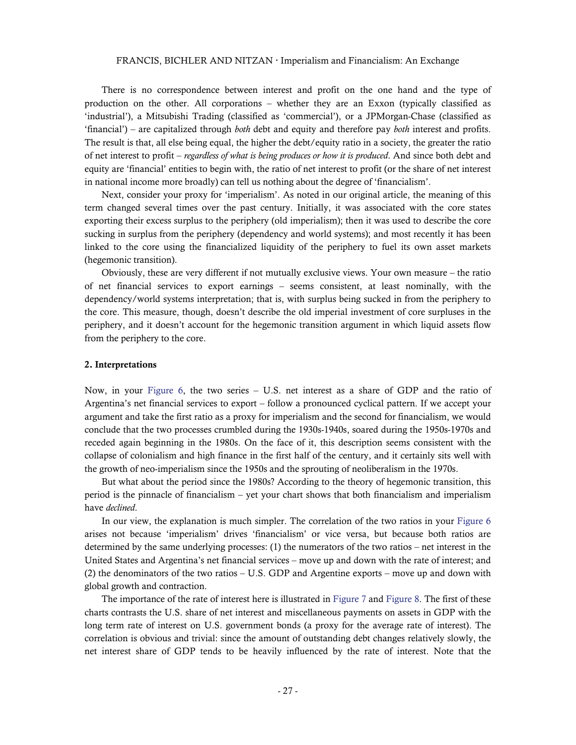There is no correspondence between interest and profit on the one hand and the type of production on the other. All corporations – whether they are an Exxon (typically classified as 'industrial'), a Mitsubishi Trading (classified as 'commercial'), or a JPMorgan-Chase (classified as 'financial') – are capitalized through *both* debt and equity and therefore pay *both* interest and profits. The result is that, all else being equal, the higher the debt/equity ratio in a society, the greater the ratio of net interest to profit – *regardless of what is being produces or how it is produced*. And since both debt and equity are 'financial' entities to begin with, the ratio of net interest to profit (or the share of net interest in national income more broadly) can tell us nothing about the degree of 'financialism'.

Next, consider your proxy for 'imperialism'. As noted in our original article, the meaning of this term changed several times over the past century. Initially, it was associated with the core states exporting their excess surplus to the periphery (old imperialism); then it was used to describe the core sucking in surplus from the periphery (dependency and world systems); and most recently it has been linked to the core using the financialized liquidity of the periphery to fuel its own asset markets (hegemonic transition).

Obviously, these are very different if not mutually exclusive views. Your own measure – the ratio of net financial services to export earnings – seems consistent, at least nominally, with the dependency/world systems interpretation; that is, with surplus being sucked in from the periphery to the core. This measure, though, doesn't describe the old imperial investment of core surpluses in the periphery, and it doesn't account for the hegemonic transition argument in which liquid assets flow from the periphery to the core.

**2. Interpretations**

Now, in your Figure 6, the two series – U.S. net interest as a share of GDP and the ratio of Argentina's net financial services to export – follow a pronounced cyclical pattern. If we accept your argument and take the first ratio as a proxy for imperialism and the second for financialism, we would conclude that the two processes crumbled during the 1930s-1940s, soared during the 1950s-1970s and receded again beginning in the 1980s. On the face of it, this description seems consistent with the collapse of colonialism and high finance in the first half of the century, and it certainly sits well with the growth of neo-imperialism since the 1950s and the sprouting of neoliberalism in the 1970s.

But what about the period since the 1980s? According to the theory of hegemonic transition, this period is the pinnacle of financialism – yet your chart shows that both financialism and imperialism have *declined*.

In our view, the explanation is much simpler. The correlation of the two ratios in your Figure 6 arises not because 'imperialism' drives 'financialism' or vice versa, but because both ratios are determined by the same underlying processes: (1) the numerators of the two ratios – net interest in the United States and Argentina's net financial services – move up and down with the rate of interest; and (2) the denominators of the two ratios – U.S. GDP and Argentine exports – move up and down with global growth and contraction.

The importance of the rate of interest here is illustrated in Figure 7 and Figure 8. The first of these charts contrasts the U.S. share of net interest and miscellaneous payments on assets in GDP with the long term rate of interest on U.S. government bonds (a proxy for the average rate of interest). The correlation is obvious and trivial: since the amount of outstanding debt changes relatively slowly, the net interest share of GDP tends to be heavily influenced by the rate of interest. Note that the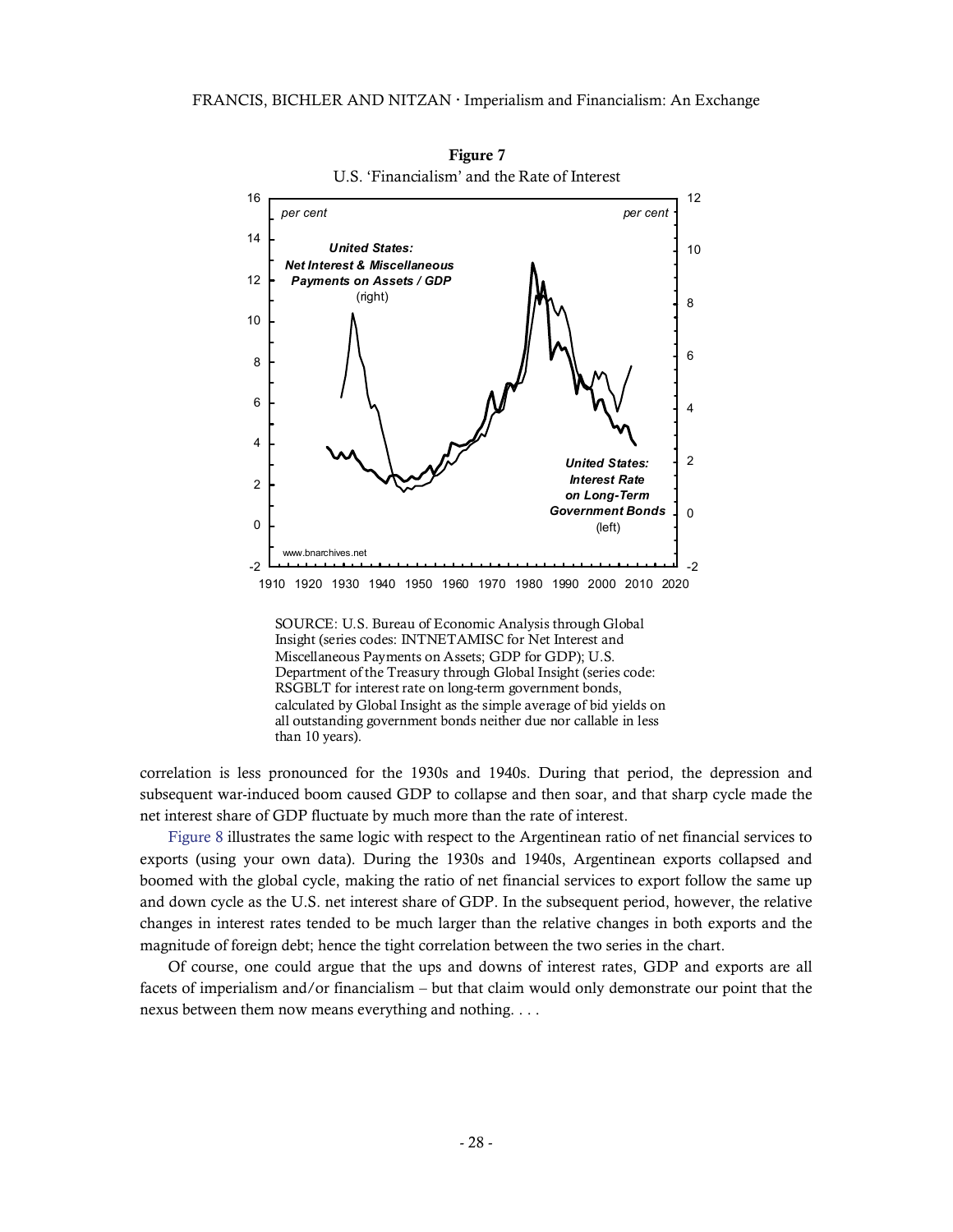**Figure 7**

U.S. 'Financialism' and the Rate of Interest

SOURCE: U.S. Bureau of Economic Analysis through Global Insight (series codes: INTNETAMISC for Net Interest and Miscellaneous Payments on Assets; GDP for GDP); U.S. Department of the Treasury through Global Insight (series code: RSGBLT for interest rate on long-term government bonds, calculated by Global Insight as the simple average of bid yields on all outstanding government bonds neither due nor callable in less than 10 years).

correlation is less pronounced for the 1930s and 1940s. During that period, the depression and subsequent war-induced boom caused GDP to collapse and then soar, and that sharp cycle made the net interest share of GDP fluctuate by much more than the rate of interest.

Figure 8 illustrates the same logic with respect to the Argentinean ratio of net financial services to exports (using your own data). During the 1930s and 1940s, Argentinean exports collapsed and boomed with the global cycle, making the ratio of net financial services to export follow the same up and down cycle as the U.S. net interest share of GDP. In the subsequent period, however, the relative changes in interest rates tended to be much larger than the relative changes in both exports and the magnitude of foreign debt; hence the tight correlation between the two series in the chart.

Of course, one could argue that the ups and downs of interest rates, GDP and exports are all facets of imperialism and/or financialism – but that claim would only demonstrate our point that the nexus between them now means everything and nothing. . . .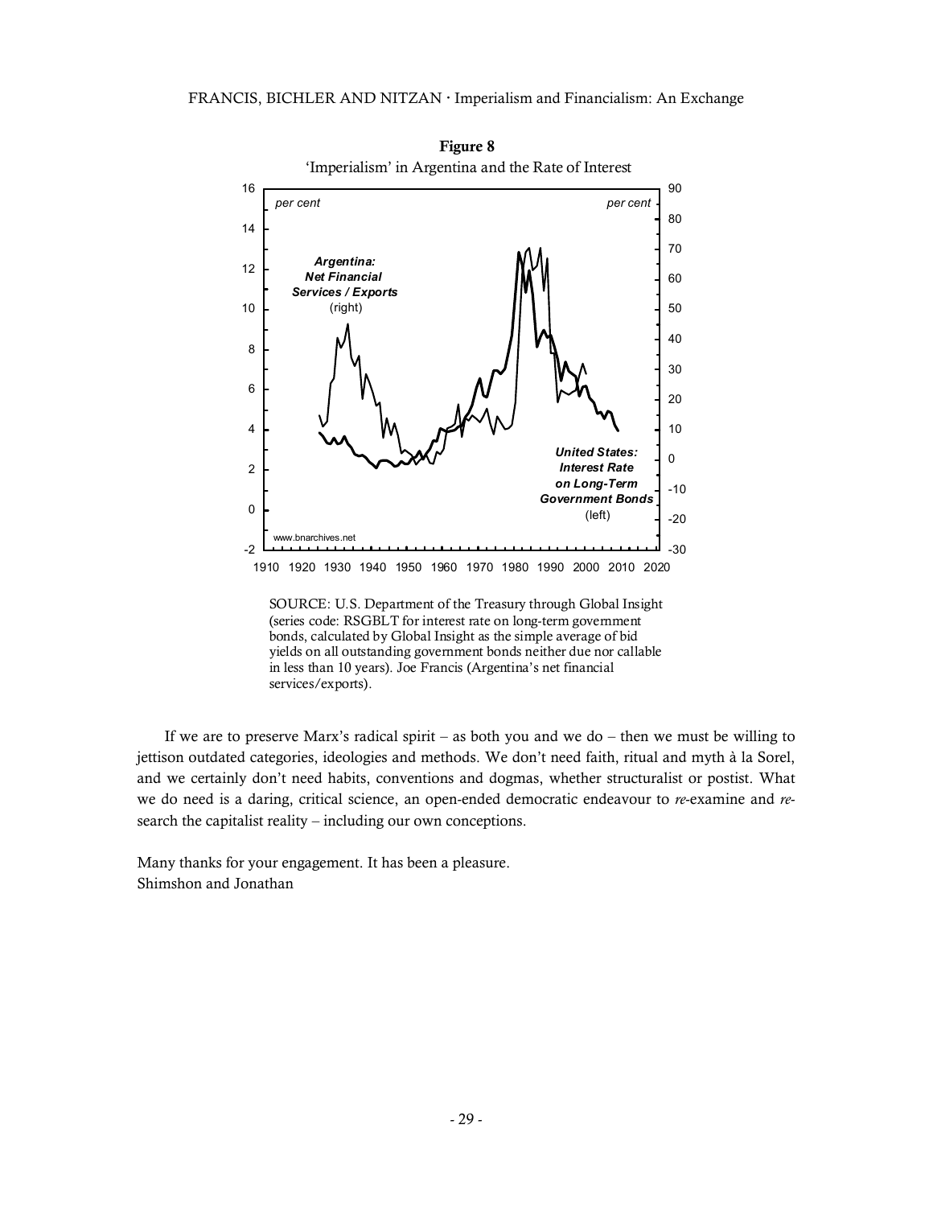**Figure 8**
'Imperialism' in Argentina and the Rate of Interest

per cent
per cent

16
14
12
10
8
6
4
2
0
-2

90
80
70
60
50
40
30
20
10
0
-10
-20
-30

***Argentina: Net Financial Services / Exports***
(right)

***United States: Interest Rate on Long-Term Government Bonds***
(left)

www.bnarchives.net

1910 1920 1930 1940 1950 1960 1970 1980 1990 2000 2010 2020

SOURCE: U.S. Department of the Treasury through Global Insight (series code: RSGBLT for interest rate on long-term government bonds, calculated by Global Insight as the simple average of bid yields on all outstanding government bonds neither due nor callable in less than 10 years). Joe Francis (Argentina's net financial services/exports).

If we are to preserve Marx's radical spirit – as both you and we do – then we must be willing to jettison outdated categories, ideologies and methods. We don't need faith, ritual and myth à la Sorel, and we certainly don't need habits, conventions and dogmas, whether structuralist or postist. What we do need is a daring, critical science, an open-ended democratic endeavour to *re*-examine and *re*-search the capitalist reality – including our own conceptions.

Many thanks for your engagement. It has been a pleasure.
Shimshon and Jonathan